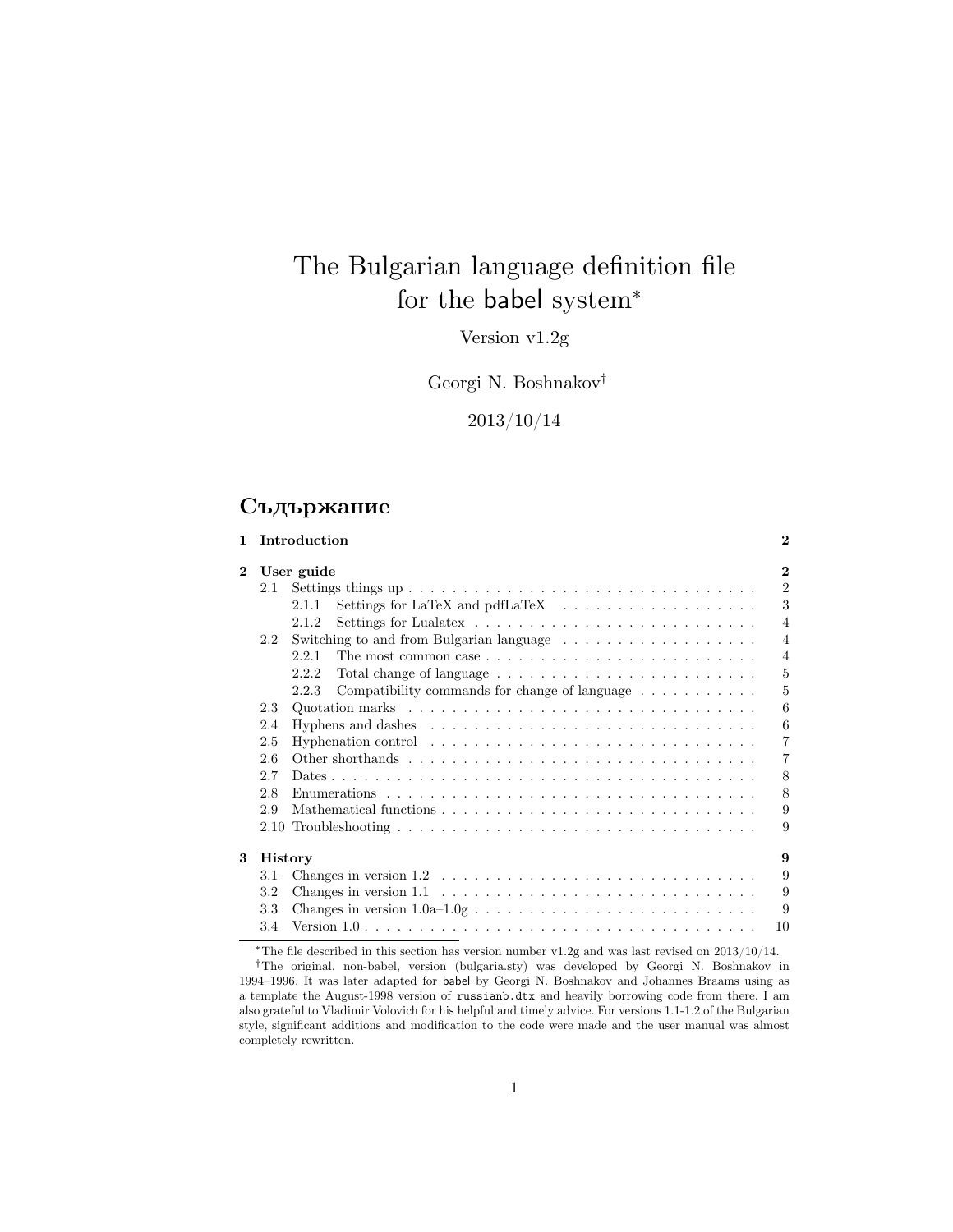# The Bulgarian language definition file for the babel system*

Version v1.2g

Georgi N. Boshnakov†

2013/10/14

## Съдържание

**1 Introduction** **2**

**2 User guide** **2**

- 2.1 Settings things up . . . . . . . . . . 2
  - 2.1.1 Settings for LaTeX and pdfLaTeX . . . . . . . . . . 3
  - 2.1.2 Settings for Lualatex . . . . . . . . . . 4
- 2.2 Switching to and from Bulgarian language . . . . . . . . . . 4
  - 2.2.1 The most common case . . . . . . . . . . 4
  - 2.2.2 Total change of language . . . . . . . . . . 5
  - 2.2.3 Compatibility commands for change of language . . . . . . . . . . 5
- 2.3 Quotation marks . . . . . . . . . . 6
- 2.4 Hyphens and dashes . . . . . . . . . . 6
- 2.5 Hyphenation control . . . . . . . . . . 7
- 2.6 Other shorthands . . . . . . . . . . 7
- 2.7 Dates . . . . . . . . . . 8
- 2.8 Enumerations . . . . . . . . . . 8
- 2.9 Mathematical functions . . . . . . . . . . 9
- 2.10 Troubleshooting . . . . . . . . . . 9

**3 History** **9**

- 3.1 Changes in version 1.2 . . . . . . . . . . 9
- 3.2 Changes in version 1.1 . . . . . . . . . . 9
- 3.3 Changes in version 1.0a–1.0g . . . . . . . . . . 9
- 3.4 Version 1.0 . . . . . . . . . . 10

---

*The file described in this section has version number v1.2g and was last revised on 2013/10/14.

†The original, non-babel, version (bulgaria.sty) was developed by Georgi N. Boshnakov in 1994–1996. It was later adapted for babel by Georgi N. Boshnakov and Johannes Braams using as a template the August-1998 version of `russianb.dtx` and heavily borrowing code from there. I am also grateful to Vladimir Volovich for his helpful and timely advice. For versions 1.1-1.2 of the Bulgarian style, significant additions and modification to the code were made and the user manual was almost completely rewritten.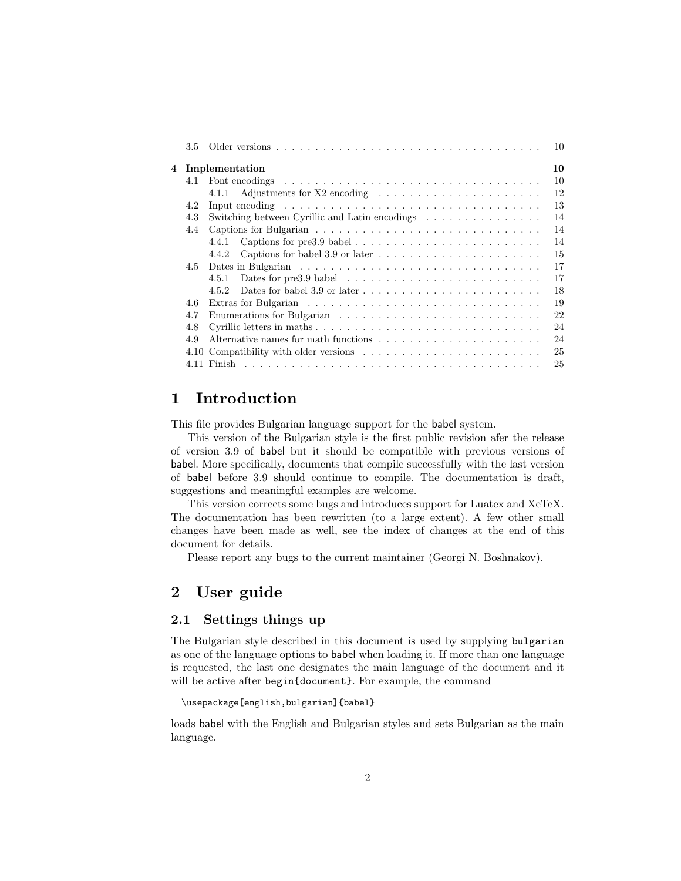3.5 Older versions . . . . . . . . . . 10

**4 Implementation** **10**

- 4.1 Font encodings . . . . . . . . . . 10
  - 4.1.1 Adjustments for X2 encoding . . . . . . . . . . 12
- 4.2 Input encoding . . . . . . . . . . 13
- 4.3 Switching between Cyrillic and Latin encodings . . . . . . . . . . 14
- 4.4 Captions for Bulgarian . . . . . . . . . . 14
  - 4.4.1 Captions for pre3.9 babel . . . . . . . . . . 14
  - 4.4.2 Captions for babel 3.9 or later . . . . . . . . . . 15
- 4.5 Dates in Bulgarian . . . . . . . . . . 17
  - 4.5.1 Dates for pre3.9 babel . . . . . . . . . . 17
  - 4.5.2 Dates for babel 3.9 or later . . . . . . . . . . 18
- 4.6 Extras for Bulgarian . . . . . . . . . . 19
- 4.7 Enumerations for Bulgarian . . . . . . . . . . 22
- 4.8 Cyrillic letters in maths . . . . . . . . . . 24
- 4.9 Alternative names for math functions . . . . . . . . . . 24
- 4.10 Compatibility with older versions . . . . . . . . . . 25
- 4.11 Finish . . . . . . . . . . 25

# 1 Introduction

This file provides Bulgarian language support for the babel system.

This version of the Bulgarian style is the first public revision afer the release of version 3.9 of babel but it should be compatible with previous versions of babel. More specifically, documents that compile successfully with the last version of babel before 3.9 should continue to compile. The documentation is draft, suggestions and meaningful examples are welcome.

This version corrects some bugs and introduces support for Luatex and XeTeX. The documentation has been rewritten (to a large extent). A few other small changes have been made as well, see the index of changes at the end of this document for details.

Please report any bugs to the current maintainer (Georgi N. Boshnakov).

# 2 User guide

## 2.1 Settings things up

The Bulgarian style described in this document is used by supplying `bulgarian` as one of the language options to babel when loading it. If more than one language is requested, the last one designates the main language of the document and it will be active after `begin{document}`. For example, the command

```
\usepackage[english,bulgarian]{babel}
```

loads babel with the English and Bulgarian styles and sets Bulgarian as the main language.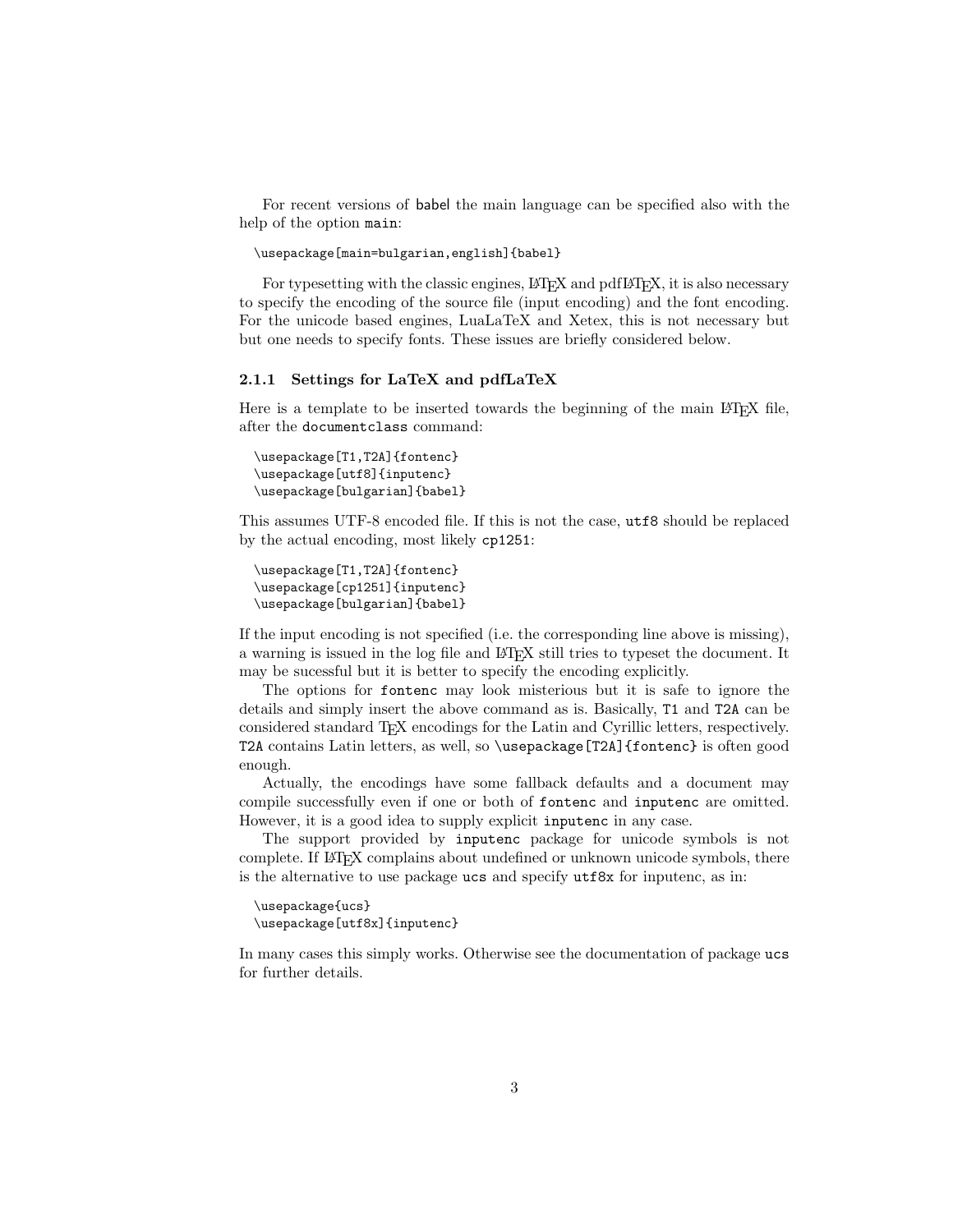For recent versions of babel the main language can be specified also with the help of the option `main`:

```
\usepackage[main=bulgarian,english]{babel}
```

For typesetting with the classic engines, LaTeX and pdfLaTeX, it is also necessary to specify the encoding of the source file (input encoding) and the font encoding. For the unicode based engines, LuaLaTeX and Xetex, this is not necessary but but one needs to specify fonts. These issues are briefly considered below.

### 2.1.1 Settings for LaTeX and pdfLaTeX

Here is a template to be inserted towards the beginning of the main LaTeX file, after the `documentclass` command:

```
\usepackage[T1,T2A]{fontenc}
\usepackage[utf8]{inputenc}
\usepackage[bulgarian]{babel}
```

This assumes UTF-8 encoded file. If this is not the case, `utf8` should be replaced by the actual encoding, most likely `cp1251`:

```
\usepackage[T1,T2A]{fontenc}
\usepackage[cp1251]{inputenc}
\usepackage[bulgarian]{babel}
```

If the input encoding is not specified (i.e. the corresponding line above is missing), a warning is issued in the log file and LaTeX still tries to typeset the document. It may be sucessful but it is better to specify the encoding explicitly.

The options for `fontenc` may look misterious but it is safe to ignore the details and simply insert the above command as is. Basically, `T1` and `T2A` can be considered standard TeX encodings for the Latin and Cyrillic letters, respectively. `T2A` contains Latin letters, as well, so `\usepackage[T2A]{fontenc}` is often good enough.

Actually, the encodings have some fallback defaults and a document may compile successfully even if one or both of `fontenc` and `inputenc` are omitted. However, it is a good idea to supply explicit `inputenc` in any case.

The support provided by `inputenc` package for unicode symbols is not complete. If LaTeX complains about undefined or unknown unicode symbols, there is the alternative to use package `ucs` and specify `utf8x` for inputenc, as in:

```
\usepackage{ucs}
\usepackage[utf8x]{inputenc}
```

In many cases this simply works. Otherwise see the documentation of package `ucs` for further details.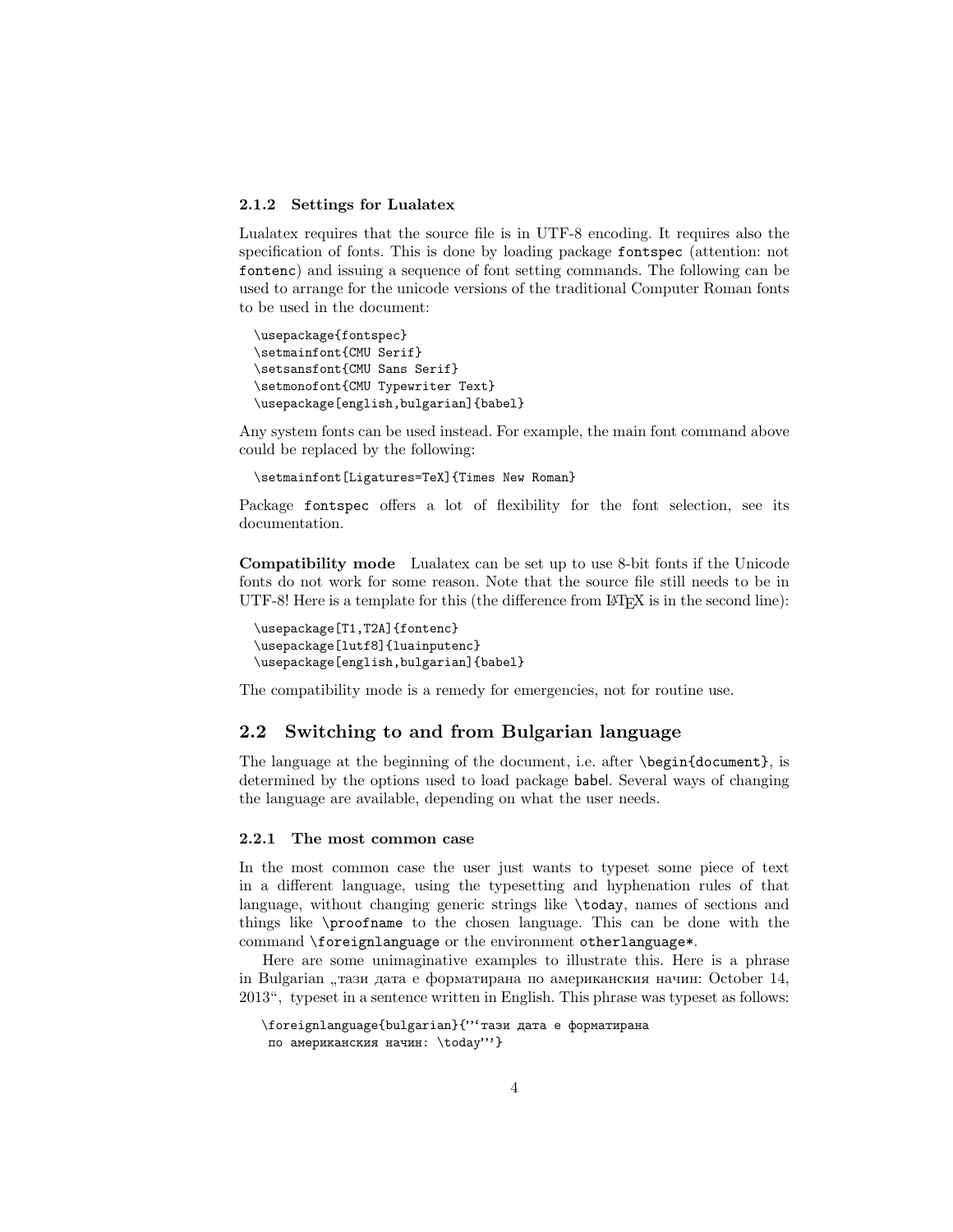### 2.1.2 Settings for Lualatex

Lualatex requires that the source file is in UTF-8 encoding. It requires also the specification of fonts. This is done by loading package `fontspec` (attention: not `fontenc`) and issuing a sequence of font setting commands. The following can be used to arrange for the unicode versions of the traditional Computer Roman fonts to be used in the document:

```
\usepackage{fontspec}
\setmainfont{CMU Serif}
\setsansfont{CMU Sans Serif}
\setmonofont{CMU Typewriter Text}
\usepackage[english,bulgarian]{babel}
```

Any system fonts can be used instead. For example, the main font command above could be replaced by the following:

```
\setmainfont[Ligatures=TeX]{Times New Roman}
```

Package `fontspec` offers a lot of flexibility for the font selection, see its documentation.

**Compatibility mode** Lualatex can be set up to use 8-bit fonts if the Unicode fonts do not work for some reason. Note that the source file still needs to be in UTF-8! Here is a template for this (the difference from LaTeX is in the second line):

```
\usepackage[T1,T2A]{fontenc}
\usepackage[lutf8]{luainputenc}
\usepackage[english,bulgarian]{babel}
```

The compatibility mode is a remedy for emergencies, not for routine use.

## 2.2 Switching to and from Bulgarian language

The language at the beginning of the document, i.e. after `\begin{document}`, is determined by the options used to load package babel. Several ways of changing the language are available, depending on what the user needs.

### 2.2.1 The most common case

In the most common case the user just wants to typeset some piece of text in a different language, using the typesetting and hyphenation rules of that language, without changing generic strings like `\today`, names of sections and things like `\proofname` to the chosen language. This can be done with the command `\foreignlanguage` or the environment `otherlanguage*`.

Here are some unimaginative examples to illustrate this. Here is a phrase in Bulgarian „тази дата е форматирана по американския начин: October 14, 2013“, typeset in a sentence written in English. This phrase was typeset as follows:

```
\foreignlanguage{bulgarian}{"‘тази дата е форматирана
 по американския начин: \today"’}
```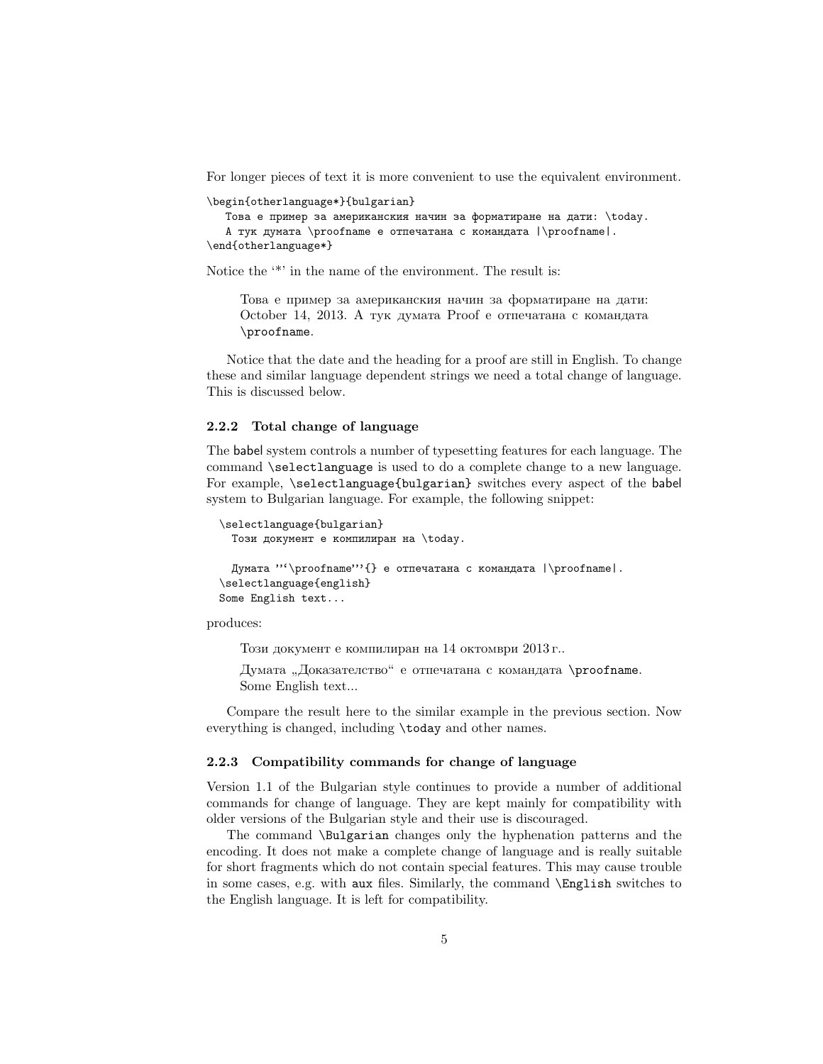For longer pieces of text it is more convenient to use the equivalent environment.

```
\begin{otherlanguage*}{bulgarian}
   Това е пример за американския начин за форматиране на дати: \today.
   А тук думата \proofname е отпечатана с командата |\proofname|.
\end{otherlanguage*}
```

Notice the '*' in the name of the environment. The result is:

> Това е пример за американския начин за форматиране на дати: October 14, 2013. А тук думата Proof е отпечатана с командата `\proofname`.

Notice that the date and the heading for a proof are still in English. To change these and similar language dependent strings we need a total change of language. This is discussed below.

### 2.2.2 Total change of language

The babel system controls a number of typesetting features for each language. The command `\selectlanguage` is used to do a complete change to a new language. For example, `\selectlanguage{bulgarian}` switches every aspect of the babel system to Bulgarian language. For example, the following snippet:

```
\selectlanguage{bulgarian}
  Този документ е компилиран на \today.

  Думата "'\proofname"'{} е отпечатана с командата |\proofname|.
\selectlanguage{english}
Some English text...
```

produces:

> Този документ е компилиран на 14 октомври 2013 г..
>
> Думата „Доказателство“ е отпечатана с командата `\proofname`.
> Some English text...

Compare the result here to the similar example in the previous section. Now everything is changed, including `\today` and other names.

### 2.2.3 Compatibility commands for change of language

Version 1.1 of the Bulgarian style continues to provide a number of additional commands for change of language. They are kept mainly for compatibility with older versions of the Bulgarian style and their use is discouraged.

The command `\Bulgarian` changes only the hyphenation patterns and the encoding. It does not make a complete change of language and is really suitable for short fragments which do not contain special features. This may cause trouble in some cases, e.g. with `aux` files. Similarly, the command `\English` switches to the English language. It is left for compatibility.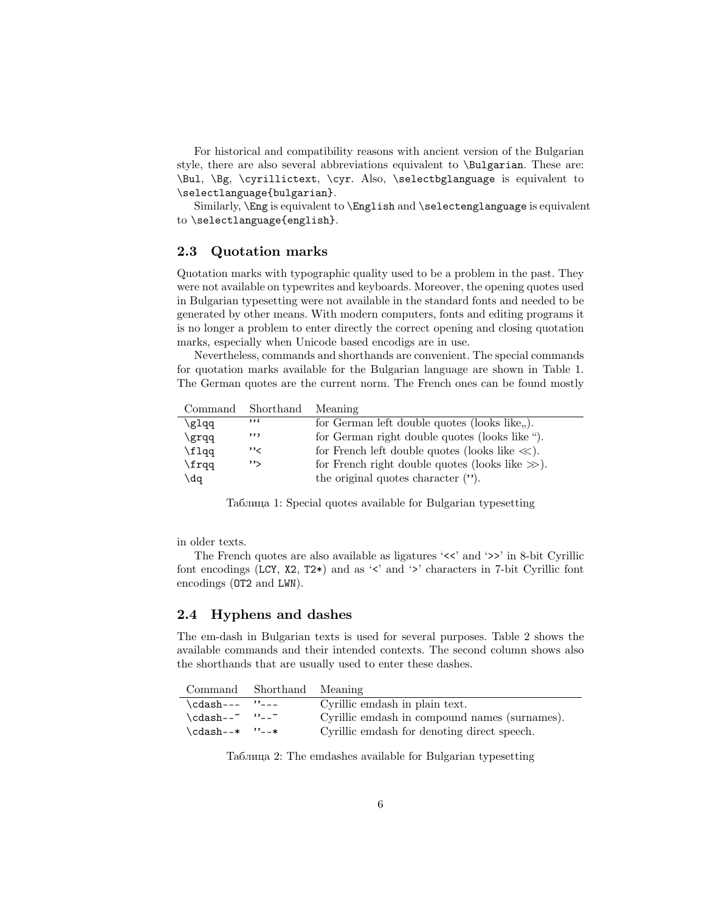For historical and compatibility reasons with ancient version of the Bulgarian style, there are also several abbreviations equivalent to `\Bulgarian`. These are: `\Bul`, `\Bg`, `\cyrillictext`, `\cyr`. Also, `\selectbglanguage` is equivalent to `\selectlanguage{bulgarian}`.

Similarly, `\Eng` is equivalent to `\English` and `\selectenglanguage` is equivalent to `\selectlanguage{english}`.

### 2.3 Quotation marks

Quotation marks with typographic quality used to be a problem in the past. They were not available on typewrites and keyboards. Moreover, the opening quotes used in Bulgarian typesetting were not available in the standard fonts and needed to be generated by other means. With modern computers, fonts and editing programs it is no longer a problem to enter directly the correct opening and closing quotation marks, especially when Unicode based encodigs are in use.

Nevertheless, commands and shorthands are convenient. The special commands for quotation marks available for the Bulgarian language are shown in Table 1. The German quotes are the current norm. The French ones can be found mostly in older texts.

| Command | Shorthand | Meaning |
|---|---|---|
| `\glqq` | `"`` | for German left double quotes (looks like„). |
| `\grqq` | `"'` | for German right double quotes (looks like “). |
| `\flqq` | `"<` | for French left double quotes (looks like ≪). |
| `\frqq` | `">` | for French right double quotes (looks like ≫). |
| `\dq` | | the original quotes character ("). |

Таблица 1: Special quotes available for Bulgarian typesetting

The French quotes are also available as ligatures '<<' and '>>' in 8-bit Cyrillic font encodings (LCY, X2, T2*) and as '<' and '>' characters in 7-bit Cyrillic font encodings (OT2 and LWN).

### 2.4 Hyphens and dashes

The em-dash in Bulgarian texts is used for several purposes. Table 2 shows the available commands and their intended contexts. The second column shows also the shorthands that are usually used to enter these dashes.

| Command | Shorthand | Meaning |
|---|---|---|
| `\cdash---` | `"---` | Cyrillic emdash in plain text. |
| `\cdash--~` | `"--~` | Cyrillic emdash in compound names (surnames). |
| `\cdash--*` | `"--*` | Cyrillic emdash for denoting direct speech. |

Таблица 2: The emdashes available for Bulgarian typesetting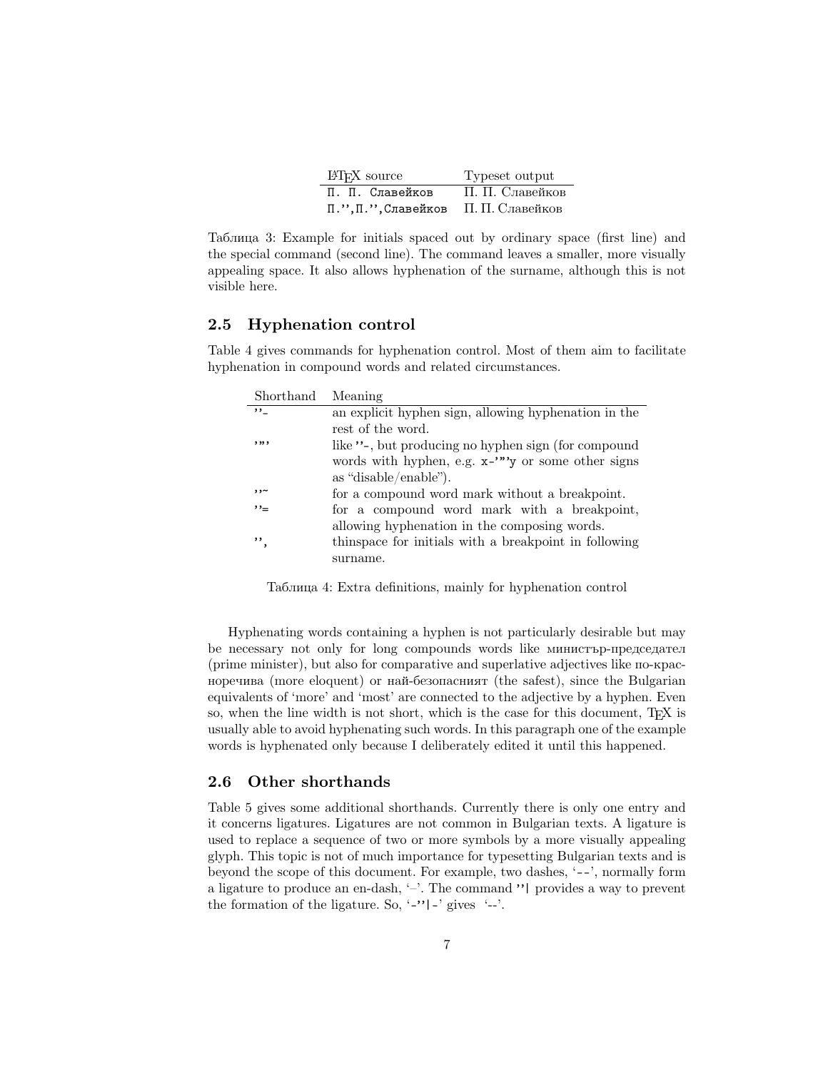| LaTeX source | Typeset output |
|---|---|
| `П. П. Славейков` | П. П. Славейков |
| `П."',П."',Славейков` | П. П. Славейков |

Таблица 3: Example for initials spaced out by ordinary space (first line) and the special command (second line). The command leaves a smaller, more visually appealing space. It also allows hyphenation of the surname, although this is not visible here.

## 2.5 Hyphenation control

Table 4 gives commands for hyphenation control. Most of them aim to facilitate hyphenation in compound words and related circumstances.

| Shorthand | Meaning |
|---|---|
| `"'-` | an explicit hyphen sign, allowing hyphenation in the rest of the word. |
| `'"'` | like `"'-`, but producing no hyphen sign (for compound words with hyphen, e.g. `x-'"'y` or some other signs as "disable/enable"). |
| `"'~` | for a compound word mark without a breakpoint. |
| `"'=` | for a compound word mark with a breakpoint, allowing hyphenation in the composing words. |
| `"',` | thinspace for initials with a breakpoint in following surname. |

Таблица 4: Extra definitions, mainly for hyphenation control

Hyphenating words containing a hyphen is not particularly desirable but may be necessary not only for long compounds words like министър-председател (prime minister), but also for comparative and superlative adjectives like по-красноречива (more eloquent) or най-безопасният (the safest), since the Bulgarian equivalents of 'more' and 'most' are connected to the adjective by a hyphen. Even so, when the line width is not short, which is the case for this document, TEX is usually able to avoid hyphenating such words. In this paragraph one of the example words is hyphenated only because I deliberately edited it until this happened.

## 2.6 Other shorthands

Table 5 gives some additional shorthands. Currently there is only one entry and it concerns ligatures. Ligatures are not common in Bulgarian texts. A ligature is used to replace a sequence of two or more symbols by a more visually appealing glyph. This topic is not of much importance for typesetting Bulgarian texts and is beyond the scope of this document. For example, two dashes, '`--`', normally form a ligature to produce an en-dash, '–'. The command `"'|` provides a way to prevent the formation of the ligature. So, '`-"'|-`' gives '--'.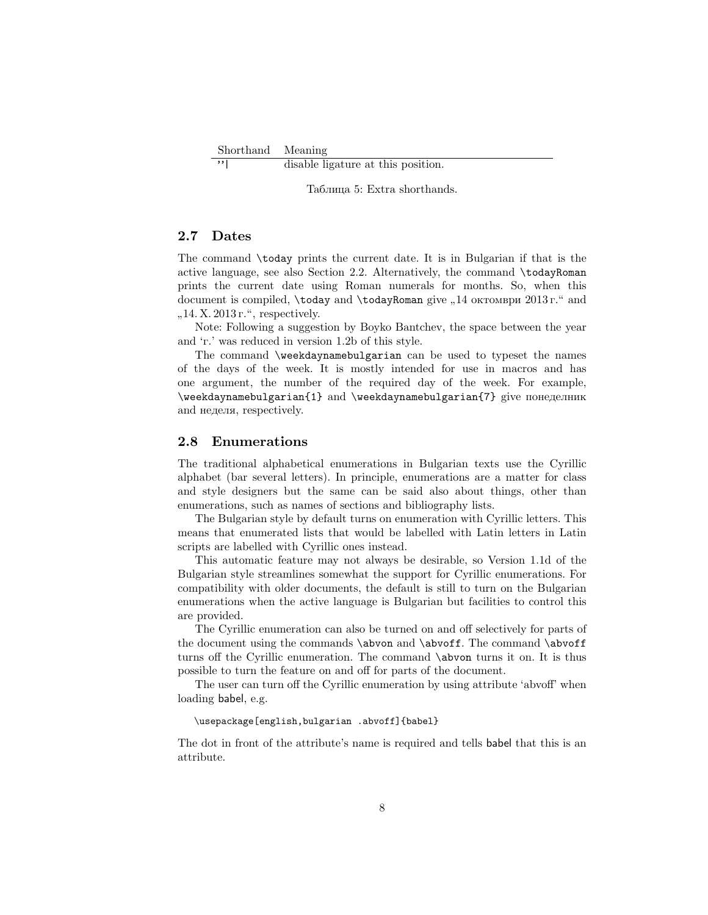| Shorthand | Meaning |
| --- | --- |
| `"\|` | disable ligature at this position. |

Таблица 5: Extra shorthands.

### 2.7 Dates

The command `\today` prints the current date. It is in Bulgarian if that is the active language, see also Section 2.2. Alternatively, the command `\todayRoman` prints the current date using Roman numerals for months. So, when this document is compiled, `\today` and `\todayRoman` give „14 октомври 2013 г.“ and „14. X. 2013 г.“, respectively.

Note: Following a suggestion by Boyko Bantchev, the space between the year and 'г.' was reduced in version 1.2b of this style.

The command `\weekdaynamebulgarian` can be used to typeset the names of the days of the week. It is mostly intended for use in macros and has one argument, the number of the required day of the week. For example, `\weekdaynamebulgarian{1}` and `\weekdaynamebulgarian{7}` give понеделник and неделя, respectively.

### 2.8 Enumerations

The traditional alphabetical enumerations in Bulgarian texts use the Cyrillic alphabet (bar several letters). In principle, enumerations are a matter for class and style designers but the same can be said also about things, other than enumerations, such as names of sections and bibliography lists.

The Bulgarian style by default turns on enumeration with Cyrillic letters. This means that enumerated lists that would be labelled with Latin letters in Latin scripts are labelled with Cyrillic ones instead.

This automatic feature may not always be desirable, so Version 1.1d of the Bulgarian style streamlines somewhat the support for Cyrillic enumerations. For compatibility with older documents, the default is still to turn on the Bulgarian enumerations when the active language is Bulgarian but facilities to control this are provided.

The Cyrillic enumeration can also be turned on and off selectively for parts of the document using the commands `\abvon` and `\abvoff`. The command `\abvoff` turns off the Cyrillic enumeration. The command `\abvon` turns it on. It is thus possible to turn the feature on and off for parts of the document.

The user can turn off the Cyrillic enumeration by using attribute 'abvoff' when loading babel, e.g.

```
\usepackage[english,bulgarian .abvoff]{babel}
```

The dot in front of the attribute's name is required and tells babel that this is an attribute.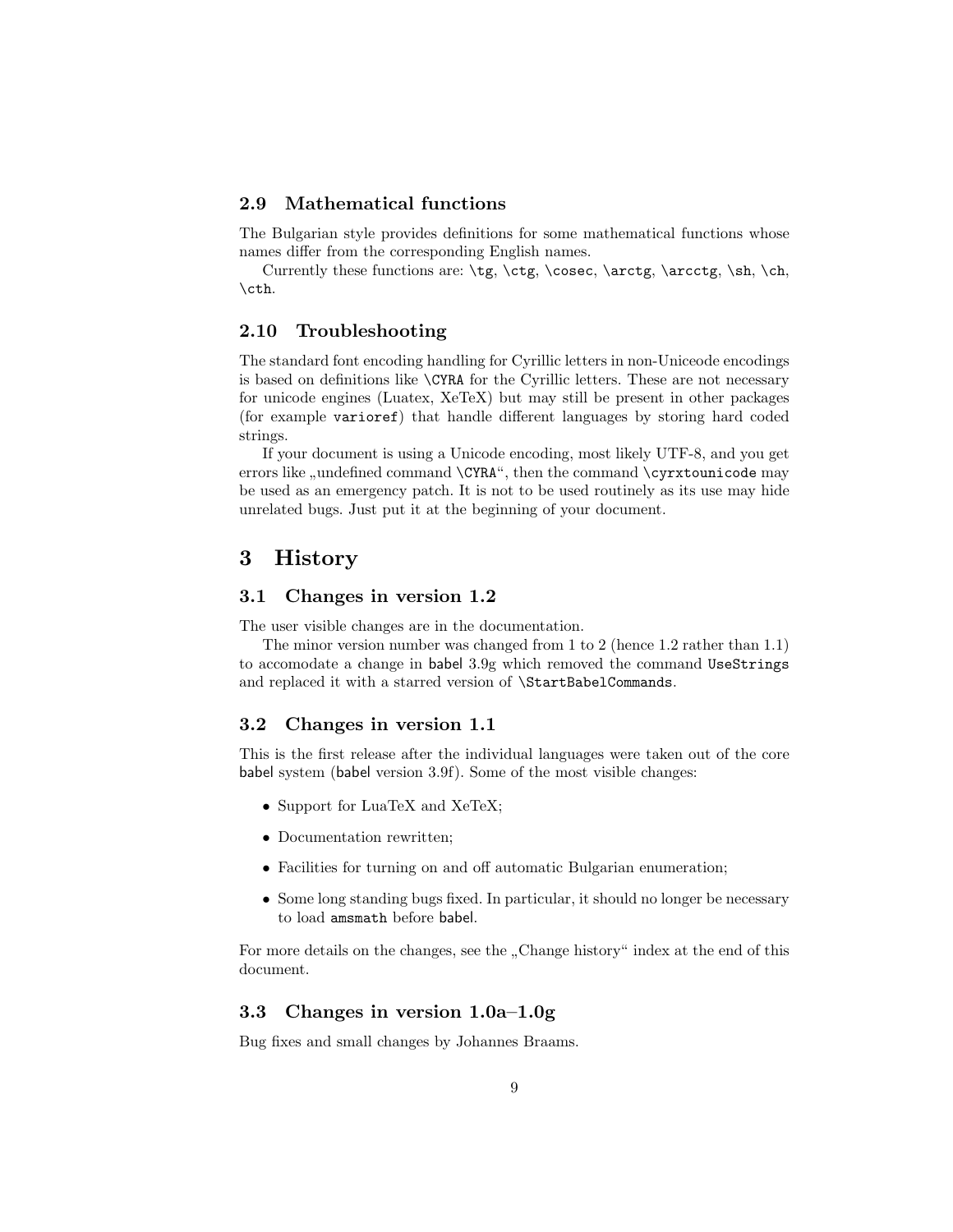### 2.9 Mathematical functions

The Bulgarian style provides definitions for some mathematical functions whose names differ from the corresponding English names.

Currently these functions are: `\tg`, `\ctg`, `\cosec`, `\arctg`, `\arcctg`, `\sh`, `\ch`, `\cth`.

### 2.10 Troubleshooting

The standard font encoding handling for Cyrillic letters in non-Uniceode encodings is based on definitions like `\CYRA` for the Cyrillic letters. These are not necessary for unicode engines (Luatex, XeTeX) but may still be present in other packages (for example `varioref`) that handle different languages by storing hard coded strings.

If your document is using a Unicode encoding, most likely UTF-8, and you get errors like „undefined command `\CYRA`“, then the command `\cyrxtounicode` may be used as an emergency patch. It is not to be used routinely as its use may hide unrelated bugs. Just put it at the beginning of your document.

## 3 History

### 3.1 Changes in version 1.2

The user visible changes are in the documentation.

The minor version number was changed from 1 to 2 (hence 1.2 rather than 1.1) to accomodate a change in babel 3.9g which removed the command `UseStrings` and replaced it with a starred version of `\StartBabelCommands`.

### 3.2 Changes in version 1.1

This is the first release after the individual languages were taken out of the core babel system (babel version 3.9f). Some of the most visible changes:

- Support for LuaTeX and XeTeX;
- Documentation rewritten;
- Facilities for turning on and off automatic Bulgarian enumeration;
- Some long standing bugs fixed. In particular, it should no longer be necessary to load `amsmath` before babel.

For more details on the changes, see the „Change history“ index at the end of this document.

### 3.3 Changes in version 1.0a–1.0g

Bug fixes and small changes by Johannes Braams.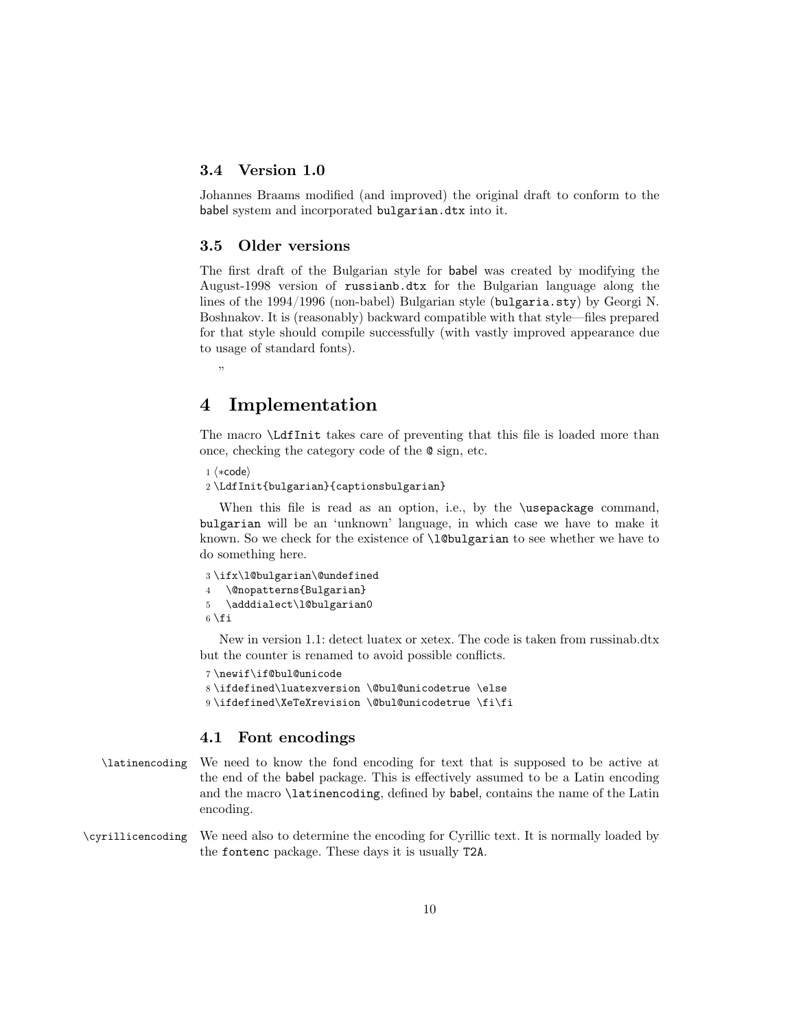### 3.4 Version 1.0

Johannes Braams modified (and improved) the original draft to conform to the babel system and incorporated `bulgarian.dtx` into it.

### 3.5 Older versions

The first draft of the Bulgarian style for babel was created by modifying the August-1998 version of `russianb.dtx` for the Bulgarian language along the lines of the 1994/1996 (non-babel) Bulgarian style (`bulgaria.sty`) by Georgi N. Boshnakov. It is (reasonably) backward compatible with that style—files prepared for that style should compile successfully (with vastly improved appearance due to usage of standard fonts).

„

## 4 Implementation

The macro `\LdfInit` takes care of preventing that this file is loaded more than once, checking the category code of the `@` sign, etc.

```
1 ⟨*code⟩
2 \LdfInit{bulgarian}{captionsbulgarian}
```

When this file is read as an option, i.e., by the `\usepackage` command, `bulgarian` will be an 'unknown' language, in which case we have to make it known. So we check for the existence of `\l@bulgarian` to see whether we have to do something here.

```
3 \ifx\l@bulgarian\@undefined
4   \@nopatterns{Bulgarian}
5   \adddialect\l@bulgarian0
6 \fi
```

New in version 1.1: detect luatex or xetex. The code is taken from russinab.dtx but the counter is renamed to avoid possible conflicts.

```
7 \newif\if@bul@unicode
8 \ifdefined\luatexversion \@bul@unicodetrue \else
9 \ifdefined\XeTeXrevision \@bul@unicodetrue \fi\fi
```

### 4.1 Font encodings

`\latinencoding` We need to know the fond encoding for text that is supposed to be active at the end of the babel package. This is effectively assumed to be a Latin encoding and the macro `\latinencoding`, defined by babel, contains the name of the Latin encoding.

`\cyrillicencoding` We need also to determine the encoding for Cyrillic text. It is normally loaded by the `fontenc` package. These days it is usually `T2A`.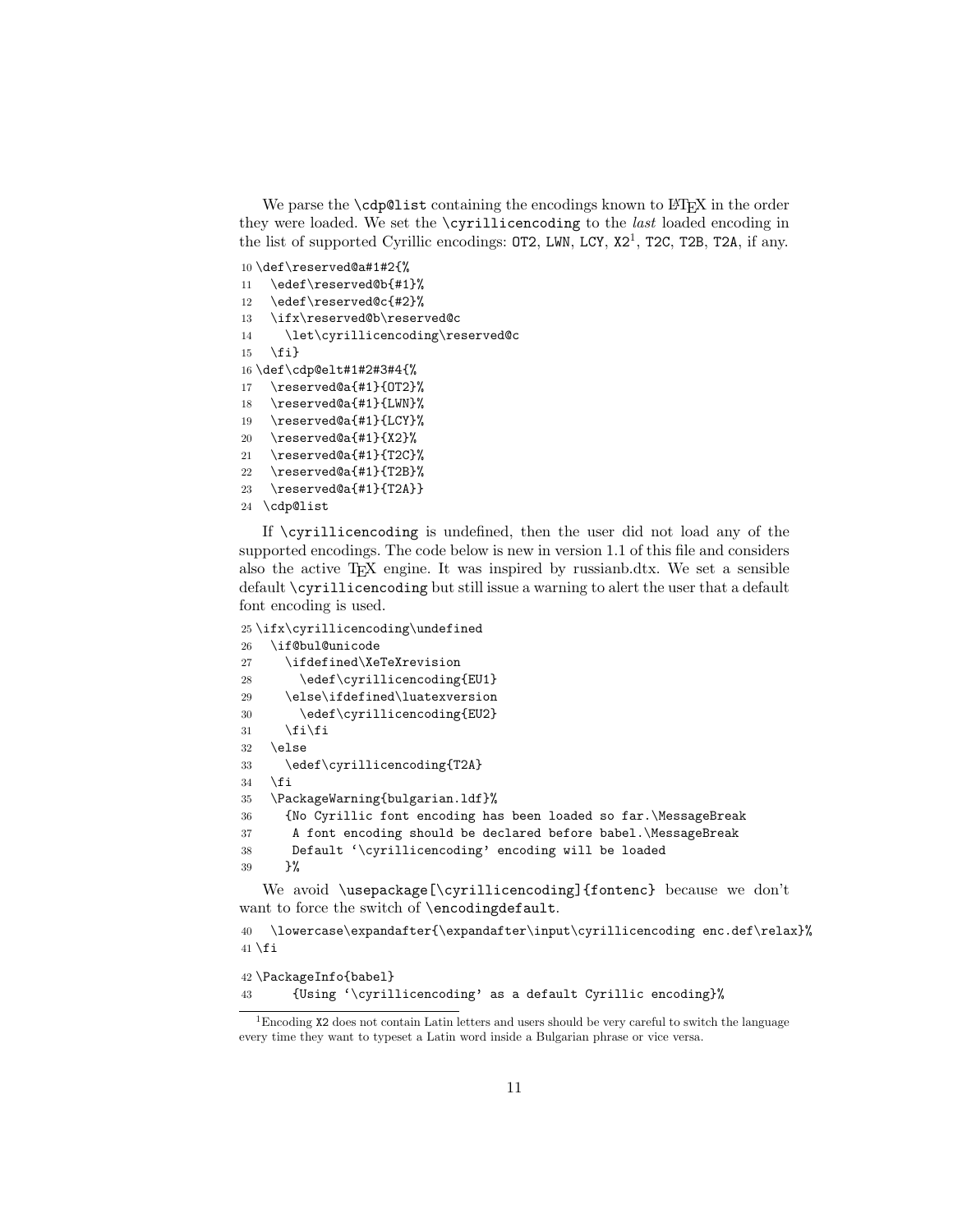We parse the `\cdp@list` containing the encodings known to LaTeX in the order they were loaded. We set the `\cyrillicencoding` to the *last* loaded encoding in the list of supported Cyrillic encodings: `OT2`, `LWN`, `LCY`, `X2`[1], `T2C`, `T2B`, `T2A`, if any.

```
10 \def\reserved@a#1#2{%
11   \edef\reserved@b{#1}%
12   \edef\reserved@c{#2}%
13   \ifx\reserved@b\reserved@c
14     \let\cyrillicencoding\reserved@c
15   \fi}
16 \def\cdp@elt#1#2#3#4{%
17   \reserved@a{#1}{OT2}%
18   \reserved@a{#1}{LWN}%
19   \reserved@a{#1}{LCY}%
20   \reserved@a{#1}{X2}%
21   \reserved@a{#1}{T2C}%
22   \reserved@a{#1}{T2B}%
23   \reserved@a{#1}{T2A}}
24 \cdp@list
```

If `\cyrillicencoding` is undefined, then the user did not load any of the supported encodings. The code below is new in version 1.1 of this file and considers also the active TeX engine. It was inspired by russianb.dtx. We set a sensible default `\cyrillicencoding` but still issue a warning to alert the user that a default font encoding is used.

```
25 \ifx\cyrillicencoding\undefined
26   \if@bul@unicode
27     \ifdefined\XeTeXrevision
28       \edef\cyrillicencoding{EU1}
29     \else\ifdefined\luatexversion
30       \edef\cyrillicencoding{EU2}
31     \fi\fi
32   \else
33     \edef\cyrillicencoding{T2A}
34   \fi
35   \PackageWarning{bulgarian.ldf}%
36     {No Cyrillic font encoding has been loaded so far.\MessageBreak
37      A font encoding should be declared before babel.\MessageBreak
38      Default `\cyrillicencoding' encoding will be loaded
39     }%
```

We avoid `\usepackage[\cyrillicencoding]{fontenc}` because we don't want to force the switch of `\encodingdefault`.

```
40   \lowercase\expandafter{\expandafter\input\cyrillicencoding enc.def\relax}%
41 \fi
```

```
42 \PackageInfo{babel}
43      {Using `\cyrillicencoding' as a default Cyrillic encoding}%
```

[1] Encoding `X2` does not contain Latin letters and users should be very careful to switch the language every time they want to typeset a Latin word inside a Bulgarian phrase or vice versa.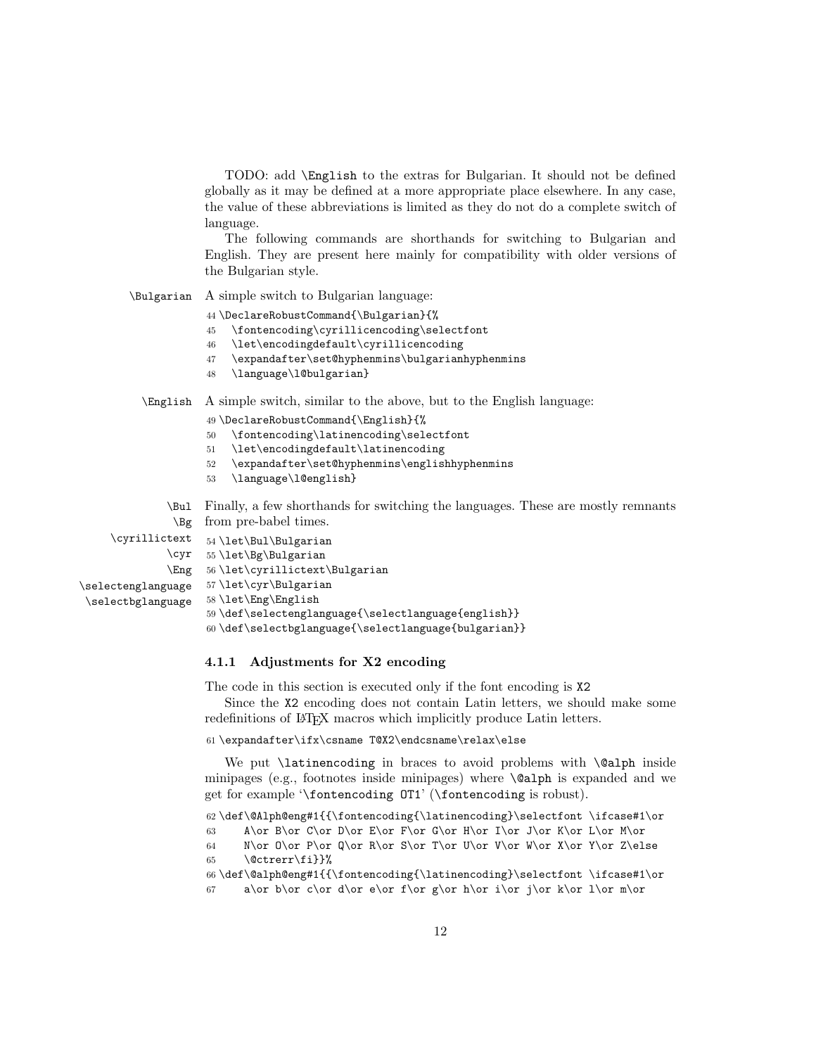TODO: add `\English` to the extras for Bulgarian. It should not be defined globally as it may be defined at a more appropriate place elsewhere. In any case, the value of these abbreviations is limited as they do not do a complete switch of language.

The following commands are shorthands for switching to Bulgarian and English. They are present here mainly for compatibility with older versions of the Bulgarian style.

`\Bulgarian` A simple switch to Bulgarian language:

```
44 \DeclareRobustCommand{\Bulgarian}{%
45   \fontencoding\cyrillicencoding\selectfont
46   \let\encodingdefault\cyrillicencoding
47   \expandafter\set@hyphenmins\bulgarianhyphenmins
48   \language\l@bulgarian}
```

`\English` A simple switch, similar to the above, but to the English language:

```
49 \DeclareRobustCommand{\English}{%
50   \fontencoding\latinencoding\selectfont
51   \let\encodingdefault\latinencoding
52   \expandafter\set@hyphenmins\englishhyphenmins
53   \language\l@english}
```

`\Bul` `\Bg` `\cyrillictext` `\cyr` `\Eng` `\selectenglanguage` `\selectbglanguage`

Finally, a few shorthands for switching the languages. These are mostly remnants from pre-babel times.

```
54 \let\Bul\Bulgarian
55 \let\Bg\Bulgarian
56 \let\cyrillictext\Bulgarian
57 \let\cyr\Bulgarian
58 \let\Eng\English
59 \def\selectenglanguage{\selectlanguage{english}}
60 \def\selectbglanguage{\selectlanguage{bulgarian}}
```

### 4.1.1 Adjustments for X2 encoding

The code in this section is executed only if the font encoding is X2

Since the X2 encoding does not contain Latin letters, we should make some redefinitions of LaTeX macros which implicitly produce Latin letters.

```
61 \expandafter\ifx\csname T@X2\endcsname\relax\else
```

We put `\latinencoding` in braces to avoid problems with `\@alph` inside minipages (e.g., footnotes inside minipages) where `\@alph` is expanded and we get for example '`\fontencoding OT1`' (`\fontencoding` is robust).

```
62 \def\@Alph@eng#1{{\fontencoding{\latinencoding}\selectfont \ifcase#1\or
63     A\or B\or C\or D\or E\or F\or G\or H\or I\or J\or K\or L\or M\or
64     N\or O\or P\or Q\or R\or S\or T\or U\or V\or W\or X\or Y\or Z\else
65     \@ctrerr\fi}}%
66 \def\@alph@eng#1{{\fontencoding{\latinencoding}\selectfont \ifcase#1\or
67     a\or b\or c\or d\or e\or f\or g\or h\or i\or j\or k\or l\or m\or
```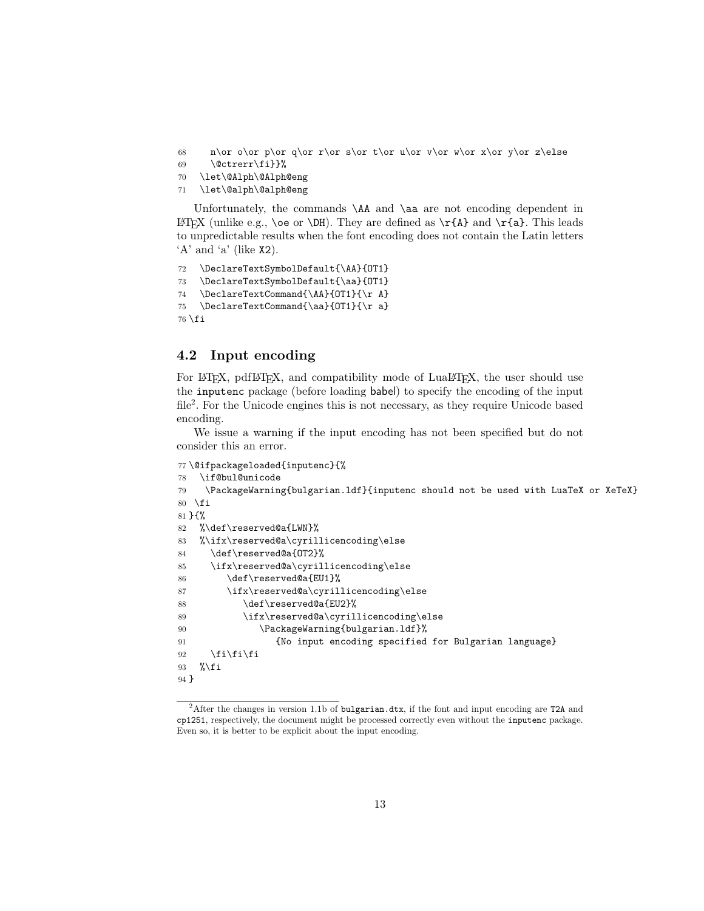```
68     n\or o\or p\or q\or r\or s\or t\or u\or v\or w\or x\or y\or z\else
69     \@ctrerr\fi}}%
70   \let\@Alph\@Alph@eng
71   \let\@alph\@alph@eng
```

Unfortunately, the commands `\AA` and `\aa` are not encoding dependent in LaTeX (unlike e.g., `\oe` or `\DH`). They are defined as `\r{A}` and `\r{a}`. This leads to unpredictable results when the font encoding does not contain the Latin letters 'A' and 'a' (like X2).

```
72   \DeclareTextSymbolDefault{\AA}{OT1}
73   \DeclareTextSymbolDefault{\aa}{OT1}
74   \DeclareTextCommand{\AA}{OT1}{\r A}
75   \DeclareTextCommand{\aa}{OT1}{\r a}
76 \fi
```

## 4.2 Input encoding

For LaTeX, pdfLaTeX, and compatibility mode of LuaLaTeX, the user should use the inputenc package (before loading babel) to specify the encoding of the input file[2]. For the Unicode engines this is not necessary, as they require Unicode based encoding.

We issue a warning if the input encoding has not been specified but do not consider this an error.

```
77 \@ifpackageloaded{inputenc}{%
78   \if@bul@unicode
79     \PackageWarning{bulgarian.ldf}{inputenc should not be used with LuaTeX or XeTeX}
80   \fi
81 }{%
82   %\def\reserved@a{LWN}%
83   %\ifx\reserved@a\cyrillicencoding\else
84     \def\reserved@a{OT2}%
85     \ifx\reserved@a\cyrillicencoding\else
86       \def\reserved@a{EU1}%
87       \ifx\reserved@a\cyrillicencoding\else
88         \def\reserved@a{EU2}%
89         \ifx\reserved@a\cyrillicencoding\else
90           \PackageWarning{bulgarian.ldf}%
91             {No input encoding specified for Bulgarian language}
92     \fi\fi\fi
93   %\fi
94 }
```

[2]After the changes in version 1.1b of bulgarian.dtx, if the font and input encoding are T2A and cp1251, respectively, the document might be processed correctly even without the inputenc package. Even so, it is better to be explicit about the input encoding.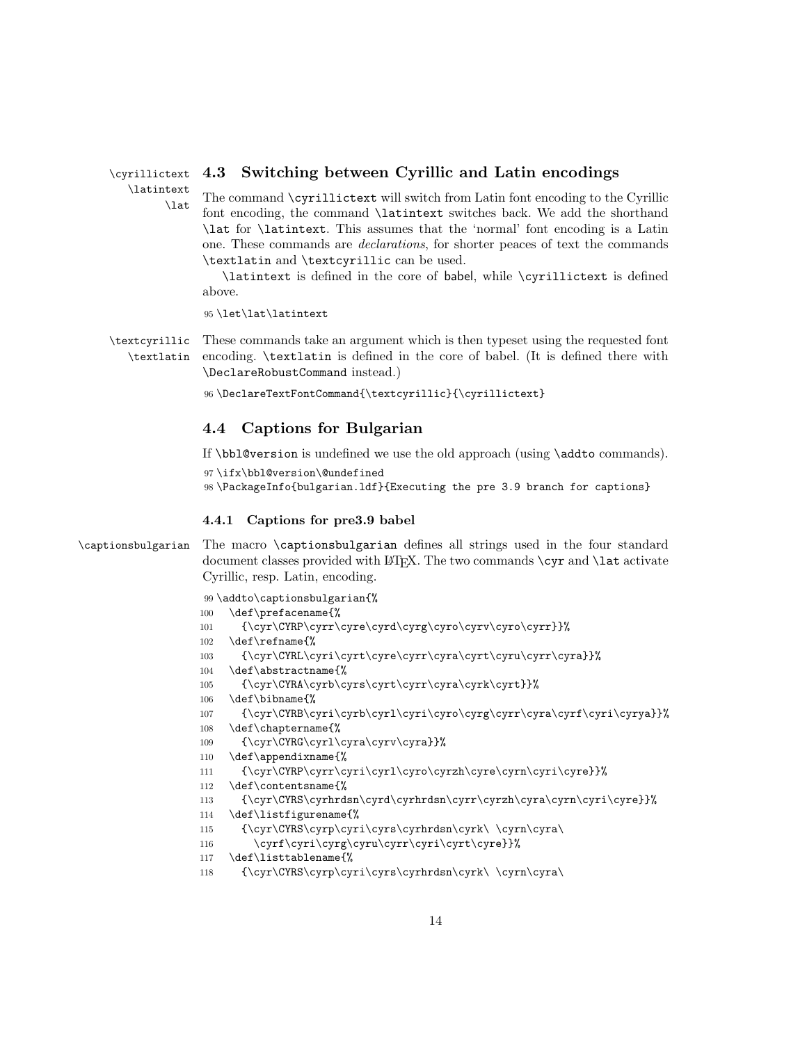## 4.3 Switching between Cyrillic and Latin encodings

\cyrillictext \latintext \lat

The command \cyrillictext will switch from Latin font encoding to the Cyrillic font encoding, the command \latintext switches back. We add the shorthand \lat for \latintext. This assumes that the 'normal' font encoding is a Latin one. These commands are *declarations*, for shorter peaces of text the commands \textlatin and \textcyrillic can be used.

\latintext is defined in the core of babel, while \cyrillictext is defined above.

```
95 \let\lat\latintext
```

\textcyrillic \textlatin

These commands take an argument which is then typeset using the requested font encoding. \textlatin is defined in the core of babel. (It is defined there with \DeclareRobustCommand instead.)

```
96 \DeclareTextFontCommand{\textcyrillic}{\cyrillictext}
```

## 4.4 Captions for Bulgarian

If \bbl@version is undefined we use the old approach (using \addto commands).

```
97 \ifx\bbl@version\@undefined
98 \PackageInfo{bulgarian.ldf}{Executing the pre 3.9 branch for captions}
```

### 4.4.1 Captions for pre3.9 babel

\captionsbulgarian

The macro \captionsbulgarian defines all strings used in the four standard document classes provided with LaTeX. The two commands \cyr and \lat activate Cyrillic, resp. Latin, encoding.

```
99 \addto\captionsbulgarian{%
100   \def\prefacename{%
101     {\cyr\CYRP\cyrr\cyre\cyrd\cyrg\cyro\cyrv\cyro\cyrr}}%
102   \def\refname{%
103     {\cyr\CYRL\cyri\cyrt\cyre\cyrr\cyra\cyrt\cyru\cyrr\cyra}}%
104   \def\abstractname{%
105     {\cyr\CYRA\cyrb\cyrs\cyrt\cyrr\cyra\cyrk\cyrt}}%
106   \def\bibname{%
107     {\cyr\CYRB\cyri\cyrb\cyrl\cyri\cyro\cyrg\cyrr\cyra\cyrf\cyri\cyrya}}%
108   \def\chaptername{%
109     {\cyr\CYRG\cyrl\cyra\cyrv\cyra}}%
110   \def\appendixname{%
111     {\cyr\CYRP\cyrr\cyri\cyrl\cyro\cyrzh\cyre\cyrn\cyri\cyre}}%
112   \def\contentsname{%
113     {\cyr\CYRS\cyrhrdsn\cyrd\cyrhrdsn\cyrr\cyrzh\cyra\cyrn\cyri\cyre}}%
114   \def\listfigurename{%
115     {\cyr\CYRS\cyrp\cyri\cyrs\cyrhrdsn\cyrk\ \cyrn\cyra\
116       \cyrf\cyri\cyrg\cyru\cyrr\cyri\cyrt\cyre}}%
117   \def\listtablename{%
118     {\cyr\CYRS\cyrp\cyri\cyrs\cyrhrdsn\cyrk\ \cyrn\cyra\
```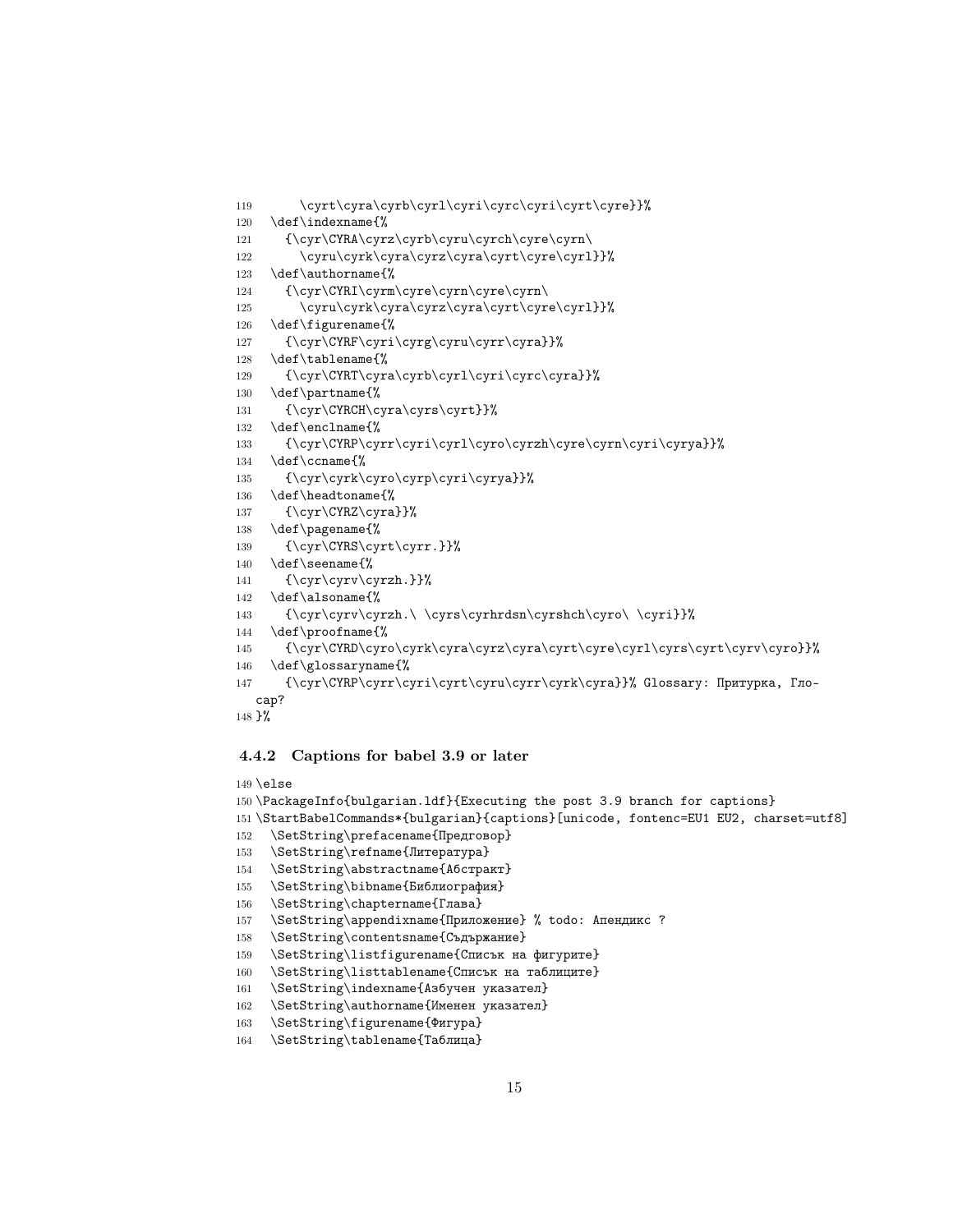```
119       \cyrt\cyra\cyrb\cyrl\cyri\cyrc\cyri\cyrt\cyre}}%
120   \def\indexname{%
121     {\cyr\CYRA\cyrz\cyrb\cyru\cyrch\cyre\cyrn\
122       \cyru\cyrk\cyra\cyrz\cyra\cyrt\cyre\cyrl}}%
123   \def\authorname{%
124     {\cyr\CYRI\cyrm\cyre\cyrn\cyre\cyrn\
125       \cyru\cyrk\cyra\cyrz\cyra\cyrt\cyre\cyrl}}%
126   \def\figurename{%
127     {\cyr\CYRF\cyri\cyrg\cyru\cyrr\cyra}}%
128   \def\tablename{%
129     {\cyr\CYRT\cyra\cyrb\cyrl\cyri\cyrc\cyra}}%
130   \def\partname{%
131     {\cyr\CYRCH\cyra\cyrs\cyrt}}%
132   \def\enclname{%
133     {\cyr\CYRP\cyrr\cyri\cyrl\cyro\cyrzh\cyre\cyrn\cyri\cyrya}}%
134   \def\ccname{%
135     {\cyr\cyrk\cyro\cyrp\cyri\cyrya}}%
136   \def\headtoname{%
137     {\cyr\CYRZ\cyra}}%
138   \def\pagename{%
139     {\cyr\CYRS\cyrt\cyrr.}}%
140   \def\seename{%
141     {\cyr\cyrv\cyrzh.}}%
142   \def\alsoname{%
143     {\cyr\cyrv\cyrzh.\ \cyrs\cyrhrdsn\cyrshch\cyro\ \cyri}}%
144   \def\proofname{%
145     {\cyr\CYRD\cyro\cyrk\cyra\cyrz\cyra\cyrt\cyre\cyrl\cyrs\cyrt\cyrv\cyro}}%
146   \def\glossaryname{%
147     {\cyr\CYRP\cyrr\cyri\cyrt\cyru\cyrr\cyrk\cyra}}% Glossary: Притурка, Гло-
  сар?
148 }%
```

### 4.4.2 Captions for babel 3.9 or later

```
149 \else
150 \PackageInfo{bulgarian.ldf}{Executing the post 3.9 branch for captions}
151 \StartBabelCommands*{bulgarian}{captions}[unicode, fontenc=EU1 EU2, charset=utf8]
152   \SetString\prefacename{Предговор}
153   \SetString\refname{Литература}
154   \SetString\abstractname{Абстракт}
155   \SetString\bibname{Библиография}
156   \SetString\chaptername{Глава}
157   \SetString\appendixname{Приложение} % todo: Апендикс ?
158   \SetString\contentsname{Съдържание}
159   \SetString\listfigurename{Списък на фигурите}
160   \SetString\listtablename{Списък на таблиците}
161   \SetString\indexname{Азбучен указател}
162   \SetString\authorname{Именен указател}
163   \SetString\figurename{Фигура}
164   \SetString\tablename{Таблица}
```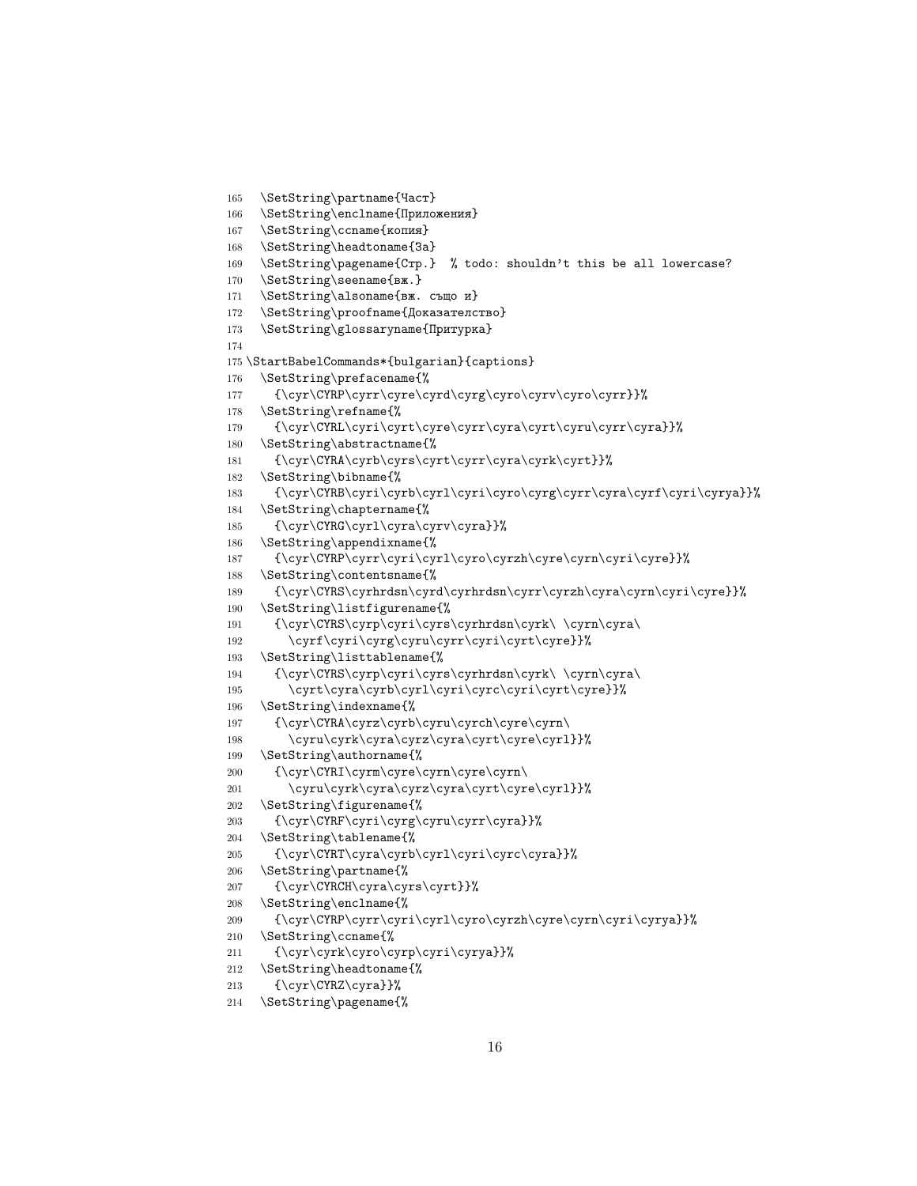```
165   \SetString\partname{Част}
166   \SetString\enclname{Приложения}
167   \SetString\ccname{копия}
168   \SetString\headtoname{За}
169   \SetString\pagename{Стр.}  % todo: shouldn't this be all lowercase?
170   \SetString\seename{вж.}
171   \SetString\alsoname{вж. също и}
172   \SetString\proofname{Доказателство}
173   \SetString\glossaryname{Притурка}
174
175 \StartBabelCommands*{bulgarian}{captions}
176   \SetString\prefacename{%
177     {\cyr\CYRP\cyrr\cyre\cyrd\cyrg\cyro\cyrv\cyro\cyrr}}%
178   \SetString\refname{%
179     {\cyr\CYRL\cyri\cyrt\cyre\cyrr\cyra\cyrt\cyru\cyrr\cyra}}%
180   \SetString\abstractname{%
181     {\cyr\CYRA\cyrb\cyrs\cyrt\cyrr\cyra\cyrk\cyrt}}%
182   \SetString\bibname{%
183     {\cyr\CYRB\cyri\cyrb\cyrl\cyri\cyro\cyrg\cyrr\cyra\cyrf\cyri\cyrya}}%
184   \SetString\chaptername{%
185     {\cyr\CYRG\cyrl\cyra\cyrv\cyra}}%
186   \SetString\appendixname{%
187     {\cyr\CYRP\cyrr\cyri\cyrl\cyro\cyrzh\cyre\cyrn\cyri\cyre}}%
188   \SetString\contentsname{%
189     {\cyr\CYRS\cyrhrdsn\cyrd\cyrhrdsn\cyrr\cyrzh\cyra\cyrn\cyri\cyre}}%
190   \SetString\listfigurename{%
191     {\cyr\CYRS\cyrp\cyri\cyrs\cyrhrdsn\cyrk\ \cyrn\cyra\
192       \cyrf\cyri\cyrg\cyru\cyrr\cyri\cyrt\cyre}}%
193   \SetString\listtablename{%
194     {\cyr\CYRS\cyrp\cyri\cyrs\cyrhrdsn\cyrk\ \cyrn\cyra\
195       \cyrt\cyra\cyrb\cyrl\cyri\cyrc\cyri\cyrt\cyre}}%
196   \SetString\indexname{%
197     {\cyr\CYRA\cyrz\cyrb\cyru\cyrch\cyre\cyrn\
198       \cyru\cyrk\cyra\cyrz\cyra\cyrt\cyre\cyrl}}%
199   \SetString\authorname{%
200     {\cyr\CYRI\cyrm\cyre\cyrn\cyre\cyrn\
201       \cyru\cyrk\cyra\cyrz\cyra\cyrt\cyre\cyrl}}%
202   \SetString\figurename{%
203     {\cyr\CYRF\cyri\cyrg\cyru\cyrr\cyra}}%
204   \SetString\tablename{%
205     {\cyr\CYRT\cyra\cyrb\cyrl\cyri\cyrc\cyra}}%
206   \SetString\partname{%
207     {\cyr\CYRCH\cyra\cyrs\cyrt}}%
208   \SetString\enclname{%
209     {\cyr\CYRP\cyrr\cyri\cyrl\cyro\cyrzh\cyre\cyrn\cyri\cyrya}}%
210   \SetString\ccname{%
211     {\cyr\cyrk\cyro\cyrp\cyri\cyrya}}%
212   \SetString\headtoname{%
213     {\cyr\CYRZ\cyra}}%
214   \SetString\pagename{%
```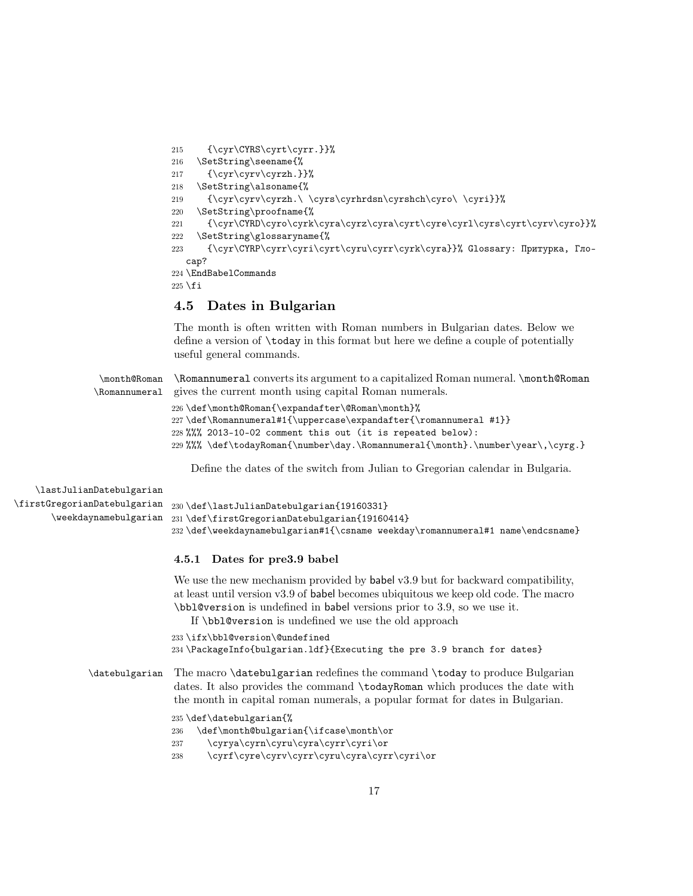```
215     {\cyr\CYRS\cyrt\cyrr.}}%
216   \SetString\seename{%
217     {\cyr\cyrv\cyrzh.}}%
218   \SetString\alsoname{%
219     {\cyr\cyrv\cyrzh.\ \cyrs\cyrhrdsn\cyrshch\cyro\ \cyri}}%
220   \SetString\proofname{%
221     {\cyr\CYRD\cyro\cyrk\cyra\cyrz\cyra\cyrt\cyre\cyrl\cyrs\cyrt\cyrv\cyro}}%
222   \SetString\glossaryname{%
223     {\cyr\CYRP\cyrr\cyri\cyrt\cyru\cyrr\cyrk\cyra}}% Glossary: Притурка, Глосар?
224 \EndBabelCommands
225 \fi
```

## 4.5 Dates in Bulgarian

The month is often written with Roman numbers in Bulgarian dates. Below we define a version of `\today` in this format but here we define a couple of potentially useful general commands.

`\month@Roman` `\Romannumeral`

`\Romannumeral` converts its argument to a capitalized Roman numeral. `\month@Roman` gives the current month using capital Roman numerals.

```
226 \def\month@Roman{\expandafter\@Roman\month}%
227 \def\Romannumeral#1{\uppercase\expandafter{\romannumeral #1}}
228 %%% 2013-10-02 comment this out (it is repeated below):
229 %%% \def\todayRoman{\number\day.\Romannumeral{\month}.\number\year\,\cyrg.}
```

Define the dates of the switch from Julian to Gregorian calendar in Bulgaria.

`\lastJulianDatebulgarian` `\firstGregorianDatebulgarian` `\weekdaynamebulgarian`

```
230 \def\lastJulianDatebulgarian{19160331}
231 \def\firstGregorianDatebulgarian{19160414}
232 \def\weekdaynamebulgarian#1{\csname weekday\romannumeral#1 name\endcsname}
```

### 4.5.1 Dates for pre3.9 babel

We use the new mechanism provided by babel v3.9 but for backward compatibility, at least until version v3.9 of babel becomes ubiquitous we keep old code. The macro `\bbl@version` is undefined in babel versions prior to 3.9, so we use it.

If `\bbl@version` is undefined we use the old approach

```
233 \ifx\bbl@version\@undefined
234 \PackageInfo{bulgarian.ldf}{Executing the pre 3.9 branch for dates}
```

`\datebulgarian`

The macro `\datebulgarian` redefines the command `\today` to produce Bulgarian dates. It also provides the command `\todayRoman` which produces the date with the month in capital roman numerals, a popular format for dates in Bulgarian.

```
235 \def\datebulgarian{%
236   \def\month@bulgarian{\ifcase\month\or
237     \cyrya\cyrn\cyru\cyra\cyrr\cyri\or
238     \cyrf\cyre\cyrv\cyrr\cyru\cyra\cyrr\cyri\or
```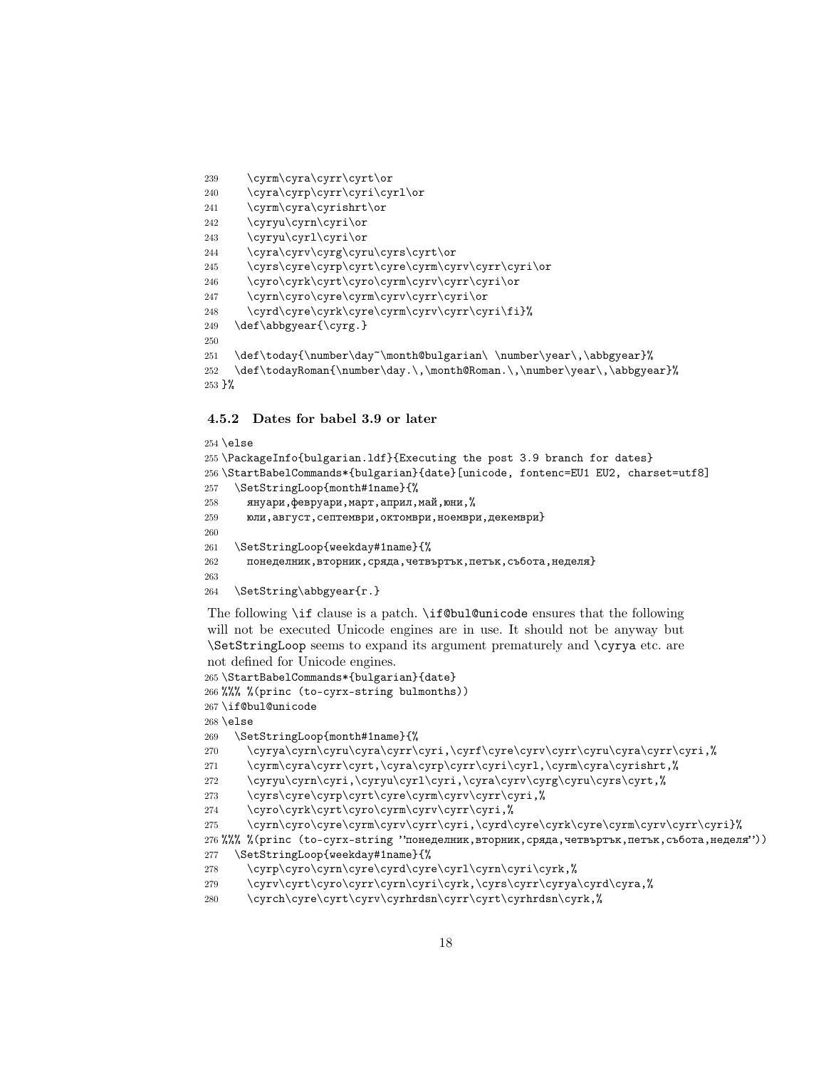```
239     \cyrm\cyra\cyrr\cyrt\or
240     \cyra\cyrp\cyrr\cyri\cyrl\or
241     \cyrm\cyra\cyrishrt\or
242     \cyryu\cyrn\cyri\or
243     \cyryu\cyrl\cyri\or
244     \cyra\cyrv\cyrg\cyru\cyrs\cyrt\or
245     \cyrs\cyre\cyrp\cyrt\cyre\cyrm\cyrv\cyrr\cyri\or
246     \cyro\cyrk\cyrt\cyro\cyrm\cyrv\cyrr\cyri\or
247     \cyrn\cyro\cyre\cyrm\cyrv\cyrr\cyri\or
248     \cyrd\cyre\cyrk\cyre\cyrm\cyrv\cyrr\cyri\fi}%
249   \def\abbgyear{\cyrg.}
250
251   \def\today{\number\day~\month@bulgarian\ \number\year\,\abbgyear}%
252   \def\todayRoman{\number\day.\,\month@Roman.\,\number\year\,\abbgyear}%
253 }%
```

#### 4.5.2 Dates for babel 3.9 or later

```
254 \else
255 \PackageInfo{bulgarian.ldf}{Executing the post 3.9 branch for dates}
256 \StartBabelCommands*{bulgarian}{date}[unicode, fontenc=EU1 EU2, charset=utf8]
257   \SetStringLoop{month#1name}{%
258     януари,февруари,март,април,май,юни,%
259     юли,август,септември,октомври,ноември,декември}
260
261   \SetStringLoop{weekday#1name}{%
262     понеделник,вторник,сряда,четвъртък,петък,събота,неделя}
263
264   \SetString\abbgyear{г.}
```

The following \if clause is a patch. \if@bul@unicode ensures that the following will not be executed Unicode engines are in use. It should not be anyway but \SetStringLoop seems to expand its argument prematurely and \cyrya etc. are not defined for Unicode engines.

```
265 \StartBabelCommands*{bulgarian}{date}
266 %%% %(princ (to-cyrx-string bulmonths))
267 \if@bul@unicode
268 \else
269   \SetStringLoop{month#1name}{%
270     \cyrya\cyrn\cyru\cyra\cyrr\cyri,\cyrf\cyre\cyrv\cyrr\cyru\cyra\cyrr\cyri,%
271     \cyrm\cyra\cyrr\cyrt,\cyra\cyrp\cyrr\cyri\cyrl,\cyrm\cyra\cyrishrt,%
272     \cyryu\cyrn\cyri,\cyryu\cyrl\cyri,\cyra\cyrv\cyrg\cyru\cyrs\cyrt,%
273     \cyrs\cyre\cyrp\cyrt\cyre\cyrm\cyrv\cyrr\cyri,%
274     \cyro\cyrk\cyrt\cyro\cyrm\cyrv\cyrr\cyri,%
275     \cyrn\cyro\cyre\cyrm\cyrv\cyrr\cyri,\cyrd\cyre\cyrk\cyre\cyrm\cyrv\cyrr\cyri}%
276 %%% %(princ (to-cyrx-string "понеделник,вторник,сряда,четвъртък,петък,събота,неделя"))
277   \SetStringLoop{weekday#1name}{%
278     \cyrp\cyro\cyrn\cyre\cyrd\cyre\cyrl\cyrn\cyri\cyrk,%
279     \cyrv\cyrt\cyro\cyrr\cyrn\cyri\cyrk,\cyrs\cyrr\cyrya\cyrd\cyra,%
280     \cyrch\cyre\cyrt\cyrv\cyrhrdsn\cyrr\cyrt\cyrhrdsn\cyrk,%
```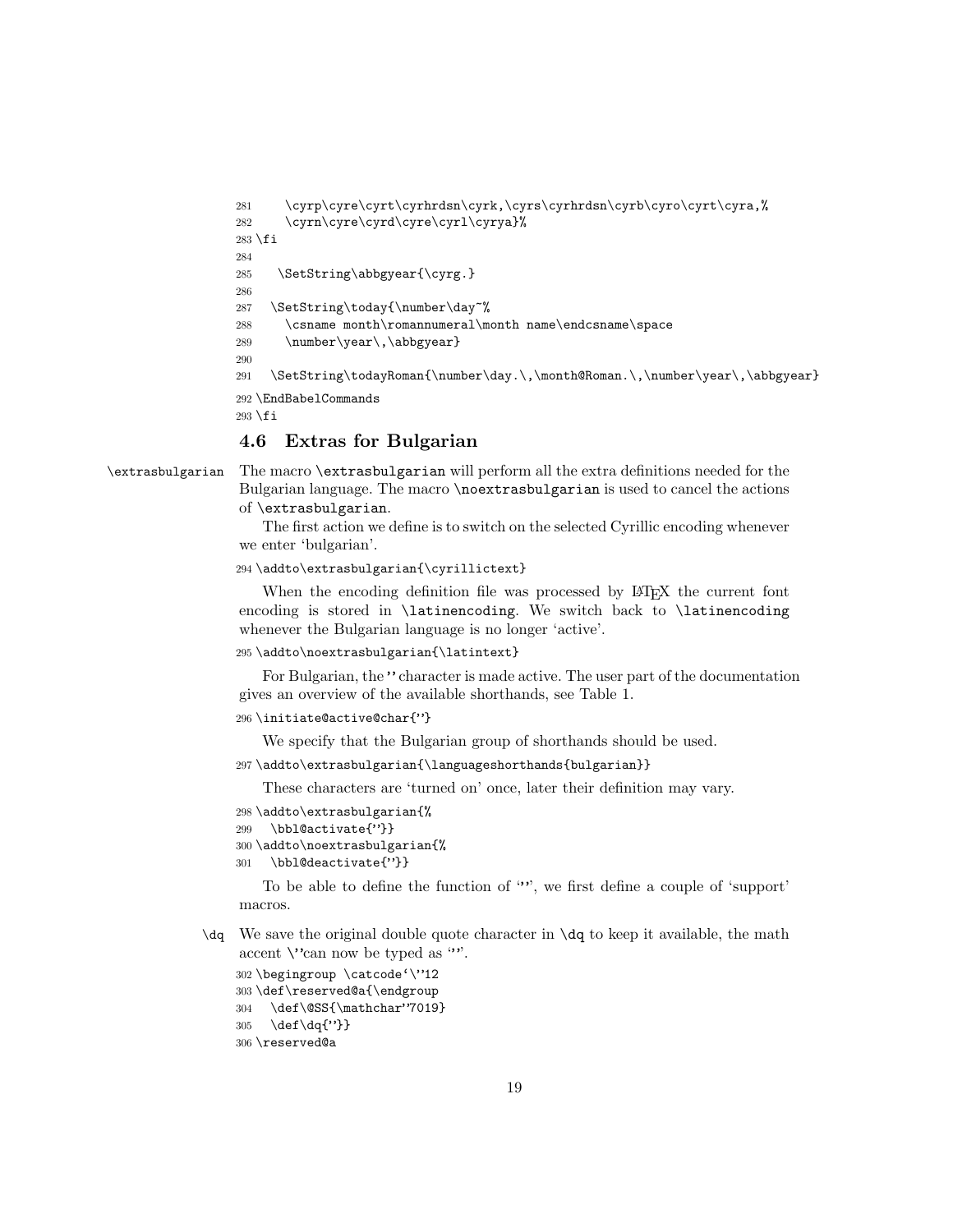```
281     \cyrp\cyre\cyrt\cyrhrdsn\cyrk,\cyrs\cyrhrdsn\cyrb\cyro\cyrt\cyra,%
282     \cyrn\cyre\cyrd\cyre\cyrl\cyrya}%
283 \fi
284
285   \SetString\abbgyear{\cyrg.}
286
287   \SetString\today{\number\day~%
288     \csname month\romannumeral\month name\endcsname\space
289     \number\year\,\abbgyear}
290
291   \SetString\todayRoman{\number\day.\,\month@Roman.\,\number\year\,\abbgyear}
292 \EndBabelCommands
293 \fi
```

### 4.6 Extras for Bulgarian

\extrasbulgarian The macro `\extrasbulgarian` will perform all the extra definitions needed for the Bulgarian language. The macro `\noextrasbulgarian` is used to cancel the actions of `\extrasbulgarian`.

The first action we define is to switch on the selected Cyrillic encoding whenever we enter 'bulgarian'.

```
294 \addto\extrasbulgarian{\cyrillictext}
```

When the encoding definition file was processed by LaTeX the current font encoding is stored in `\latinencoding`. We switch back to `\latinencoding` whenever the Bulgarian language is no longer 'active'.

```
295 \addto\noextrasbulgarian{\latintext}
```

For Bulgarian, the " character is made active. The user part of the documentation gives an overview of the available shorthands, see Table 1.

```
296 \initiate@active@char{"}
```

We specify that the Bulgarian group of shorthands should be used.

```
297 \addto\extrasbulgarian{\languageshorthands{bulgarian}}
```

These characters are 'turned on' once, later their definition may vary.

```
298 \addto\extrasbulgarian{%
299   \bbl@activate{"}}
300 \addto\noextrasbulgarian{%
301   \bbl@deactivate{"}}
```

To be able to define the function of '"', we first define a couple of 'support' macros.

\dq We save the original double quote character in `\dq` to keep it available, the math accent `\"`can now be typed as '"'.

```
302 \begingroup \catcode`\"12
303 \def\reserved@a{\endgroup
304   \def\@SS{\mathchar"7019}
305   \def\dq{"}}
306 \reserved@a
```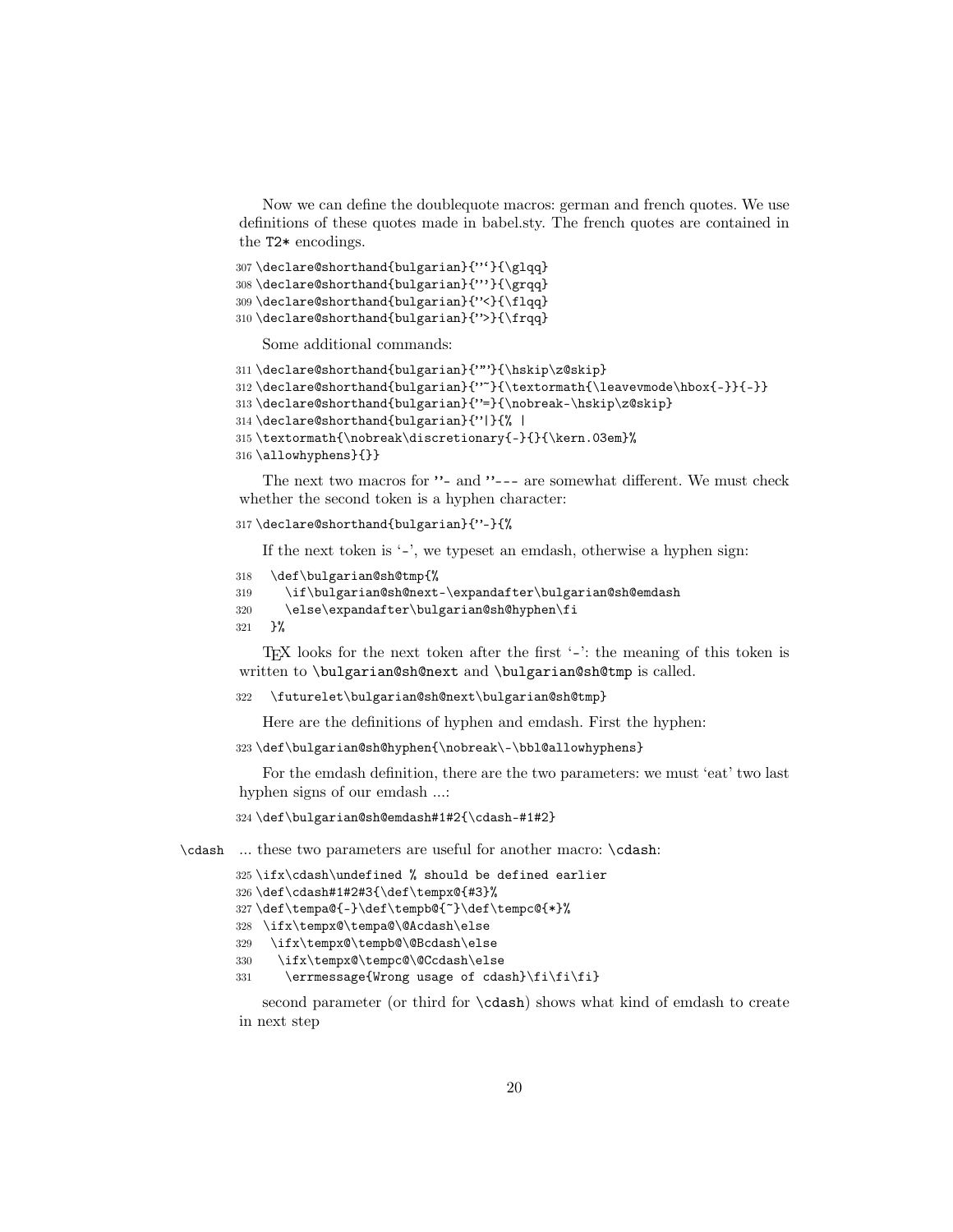Now we can define the doublequote macros: german and french quotes. We use definitions of these quotes made in babel.sty. The french quotes are contained in the T2* encodings.

```
307 \declare@shorthand{bulgarian}{"`}{\glqq}
308 \declare@shorthand{bulgarian}{"'}{\grqq}
309 \declare@shorthand{bulgarian}{"<}{\flqq}
310 \declare@shorthand{bulgarian}{">}{\frqq}
```

Some additional commands:

```
311 \declare@shorthand{bulgarian}{""}{\hskip\z@skip}
312 \declare@shorthand{bulgarian}{"~}{\textormath{\leavevmode\hbox{-}}{-}}
313 \declare@shorthand{bulgarian}{"=}{\nobreak-\hskip\z@skip}
314 \declare@shorthand{bulgarian}{"|}{% |
315 \textormath{\nobreak\discretionary{-}{}{\kern.03em}%
316 \allowhyphens}{}}
```

The next two macros for "- and "--- are somewhat different. We must check whether the second token is a hyphen character:

```
317 \declare@shorthand{bulgarian}{"-}{%
```

If the next token is '-', we typeset an emdash, otherwise a hyphen sign:

```
318   \def\bulgarian@sh@tmp{%
319     \if\bulgarian@sh@next-\expandafter\bulgarian@sh@emdash
320     \else\expandafter\bulgarian@sh@hyphen\fi
321   }%
```

TeX looks for the next token after the first '-': the meaning of this token is written to \bulgarian@sh@next and \bulgarian@sh@tmp is called.

```
322   \futurelet\bulgarian@sh@next\bulgarian@sh@tmp}
```

Here are the definitions of hyphen and emdash. First the hyphen:

```
323 \def\bulgarian@sh@hyphen{\nobreak\-\bbl@allowhyphens}
```

For the emdash definition, there are the two parameters: we must 'eat' two last hyphen signs of our emdash ...:

```
324 \def\bulgarian@sh@emdash#1#2{\cdash-#1#2}
```

\cdash ... these two parameters are useful for another macro: \cdash:

```
325 \ifx\cdash\undefined % should be defined earlier
326 \def\cdash#1#2#3{\def\tempx@{#3}%
327 \def\tempa@{-}\def\tempb@{~}\def\tempc@{*}%
328  \ifx\tempx@\tempa@\@Acdash\else
329   \ifx\tempx@\tempb@\@Bcdash\else
330    \ifx\tempx@\tempc@\@Ccdash\else
331     \errmessage{Wrong usage of cdash}\fi\fi\fi}
```

second parameter (or third for \cdash) shows what kind of emdash to create in next step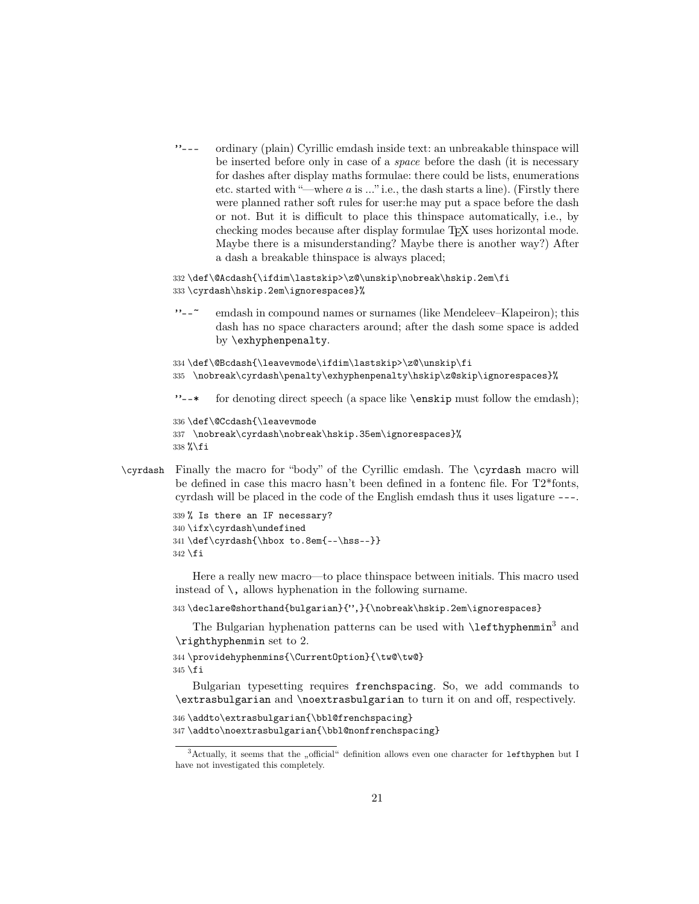`"---` ordinary (plain) Cyrillic emdash inside text: an unbreakable thinspace will be inserted before only in case of a *space* before the dash (it is necessary for dashes after display maths formulae: there could be lists, enumerations etc. started with "—where *a* is ..." i.e., the dash starts a line). (Firstly there were planned rather soft rules for user:he may put a space before the dash or not. But it is difficult to place this thinspace automatically, i.e., by checking modes because after display formulae TeX uses horizontal mode. Maybe there is a misunderstanding? Maybe there is another way?) After a dash a breakable thinspace is always placed;

```
332 \def\@Acdash{\ifdim\lastskip>\z@\unskip\nobreak\hskip.2em\fi
333 \cyrdash\hskip.2em\ignorespaces}%
```

`"--~` emdash in compound names or surnames (like Mendeleev–Klapeiron); this dash has no space characters around; after the dash some space is added by `\exhyphenpenalty`.

```
334 \def\@Bcdash{\leavevmode\ifdim\lastskip>\z@\unskip\fi
335  \nobreak\cyrdash\penalty\exhyphenpenalty\hskip\z@skip\ignorespaces}%
```

`"--*` for denoting direct speech (a space like `\enskip` must follow the emdash);

```
336 \def\@Ccdash{\leavevmode
337  \nobreak\cyrdash\nobreak\hskip.35em\ignorespaces}%
338 %\fi
```

`\cyrdash` Finally the macro for "body" of the Cyrillic emdash. The `\cyrdash` macro will be defined in case this macro hasn't been defined in a fontenc file. For T2*fonts, cyrdash will be placed in the code of the English emdash thus it uses ligature `---`.

```
339 % Is there an IF necessary?
340 \ifx\cyrdash\undefined
341 \def\cyrdash{\hbox to.8em{--\hss--}}
342 \fi
```

Here a really new macro—to place thinspace between initials. This macro used instead of `\,` allows hyphenation in the following surname.

```
343 \declare@shorthand{bulgarian}{",}{\nobreak\hskip.2em\ignorespaces}
```

The Bulgarian hyphenation patterns can be used with `\lefthyphenmin`[3] and `\righthyphenmin` set to 2.

```
344 \providehyphenmins{\CurrentOption}{\tw@\tw@}
345 \fi
```

Bulgarian typesetting requires `frenchspacing`. So, we add commands to `\extrasbulgarian` and `\noextrasbulgarian` to turn it on and off, respectively.

```
346 \addto\extrasbulgarian{\bbl@frenchspacing}
347 \addto\noextrasbulgarian{\bbl@nonfrenchspacing}
```

[3] Actually, it seems that the „official" definition allows even one character for `lefthyphen` but I have not investigated this completely.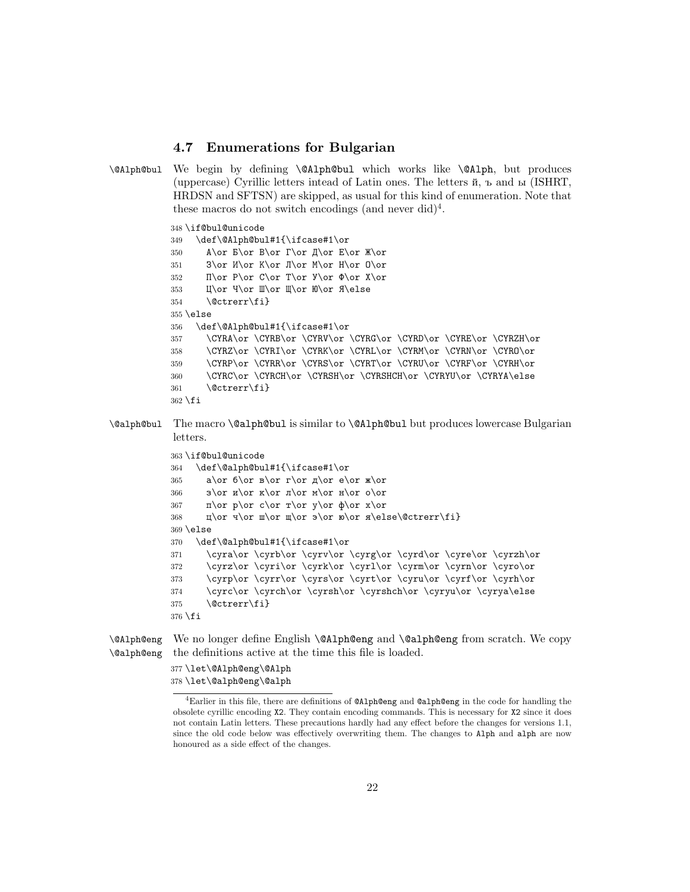### 4.7 Enumerations for Bulgarian

\@Alph@bul We begin by defining `\@Alph@bul` which works like `\@Alph`, but produces (uppercase) Cyrillic letters intead of Latin ones. The letters й, ъ and ы (ISHRT, HRDSN and SFTSN) are skipped, as usual for this kind of enumeration. Note that these macros do not switch encodings (and never did)[4].

```
348 \if@bul@unicode
349   \def\@Alph@bul#1{\ifcase#1\or
350     А\or Б\or В\or Г\or Д\or Е\or Ж\or
351     З\or И\or К\or Л\or М\or Н\or О\or
352     П\or Р\or С\or Т\or У\or Ф\or Х\or
353     Ц\or Ч\or Ш\or Щ\or Ю\or Я\else
354     \@ctrerr\fi}
355 \else
356   \def\@Alph@bul#1{\ifcase#1\or
357     \CYRA\or \CYRB\or \CYRV\or \CYRG\or \CYRD\or \CYRE\or \CYRZH\or
358     \CYRZ\or \CYRI\or \CYRK\or \CYRL\or \CYRM\or \CYRN\or \CYRO\or
359     \CYRP\or \CYRR\or \CYRS\or \CYRT\or \CYRU\or \CYRF\or \CYRH\or
360     \CYRC\or \CYRCH\or \CYRSH\or \CYRSHCH\or \CYRYU\or \CYRYA\else
361     \@ctrerr\fi}
362 \fi
```

\@alph@bul The macro `\@alph@bul` is similar to `\@Alph@bul` but produces lowercase Bulgarian letters.

```
363 \if@bul@unicode
364   \def\@alph@bul#1{\ifcase#1\or
365     а\or б\or в\or г\or д\or е\or ж\or
366     з\or и\or к\or л\or м\or н\or о\or
367     п\or р\or с\or т\or у\or ф\or х\or
368     ц\or ч\or ш\or щ\or э\or ю\or я\else\@ctrerr\fi}
369 \else
370   \def\@alph@bul#1{\ifcase#1\or
371     \cyra\or \cyrb\or \cyrv\or \cyrg\or \cyrd\or \cyre\or \cyrzh\or
372     \cyrz\or \cyri\or \cyrk\or \cyrl\or \cyrm\or \cyrn\or \cyro\or
373     \cyrp\or \cyrr\or \cyrs\or \cyrt\or \cyru\or \cyrf\or \cyrh\or
374     \cyrc\or \cyrch\or \cyrsh\or \cyrshch\or \cyryu\or \cyrya\else
375     \@ctrerr\fi}
376 \fi
```

\@Alph@eng \@alph@eng We no longer define English `\@Alph@eng` and `\@alph@eng` from scratch. We copy the definitions active at the time this file is loaded.

```
377 \let\@Alph@eng\@Alph
378 \let\@alph@eng\@alph
```

[4] Earlier in this file, there are definitions of `@Alph@eng` and `@alph@eng` in the code for handling the obsolete cyrillic encoding `X2`. They contain encoding commands. This is necessary for `X2` since it does not contain Latin letters. These precautions hardly had any effect before the changes for versions 1.1, since the old code below was effectively overwriting them. The changes to `Alph` and `alph` are now honoured as a side effect of the changes.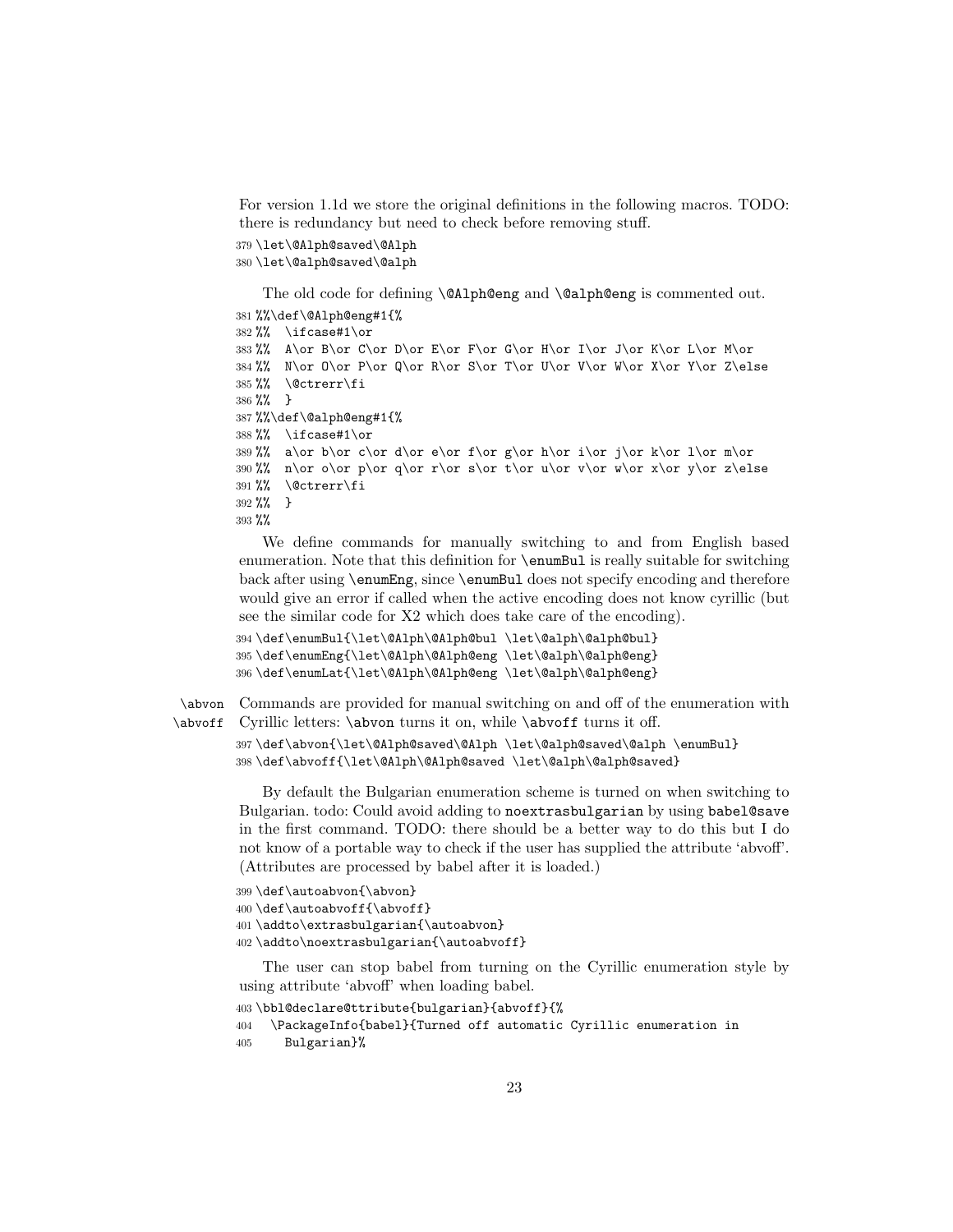For version 1.1d we store the original definitions in the following macros. TODO: there is redundancy but need to check before removing stuff.

```
379 \let\@Alph@saved\@Alph
380 \let\@alph@saved\@alph
```

The old code for defining `\@Alph@eng` and `\@alph@eng` is commented out.

```
381 %%\def\@Alph@eng#1{%
382 %%  \ifcase#1\or
383 %%  A\or B\or C\or D\or E\or F\or G\or H\or I\or J\or K\or L\or M\or
384 %%  N\or O\or P\or Q\or R\or S\or T\or U\or V\or W\or X\or Y\or Z\else
385 %%  \@ctrerr\fi
386 %%  }
387 %%\def\@alph@eng#1{%
388 %%  \ifcase#1\or
389 %%  a\or b\or c\or d\or e\or f\or g\or h\or i\or j\or k\or l\or m\or
390 %%  n\or o\or p\or q\or r\or s\or t\or u\or v\or w\or x\or y\or z\else
391 %%  \@ctrerr\fi
392 %%  }
393 %%
```

We define commands for manually switching to and from English based enumeration. Note that this definition for `\enumBul` is really suitable for switching back after using `\enumEng`, since `\enumBul` does not specify encoding and therefore would give an error if called when the active encoding does not know cyrillic (but see the similar code for X2 which does take care of the encoding).

```
394 \def\enumBul{\let\@Alph\@Alph@bul \let\@alph\@alph@bul}
395 \def\enumEng{\let\@Alph\@Alph@eng \let\@alph\@alph@eng}
396 \def\enumLat{\let\@Alph\@Alph@eng \let\@alph\@alph@eng}
```

`\abvon` `\abvoff` Commands are provided for manual switching on and off of the enumeration with Cyrillic letters: `\abvon` turns it on, while `\abvoff` turns it off.

```
397 \def\abvon{\let\@Alph@saved\@Alph \let\@alph@saved\@alph \enumBul}
398 \def\abvoff{\let\@Alph\@Alph@saved \let\@alph\@alph@saved}
```

By default the Bulgarian enumeration scheme is turned on when switching to Bulgarian. todo: Could avoid adding to `noextrasbulgarian` by using `babel@save` in the first command. TODO: there should be a better way to do this but I do not know of a portable way to check if the user has supplied the attribute 'abvoff'. (Attributes are processed by babel after it is loaded.)

```
399 \def\autoabvon{\abvon}
400 \def\autoabvoff{\abvoff}
401 \addto\extrasbulgarian{\autoabvon}
402 \addto\noextrasbulgarian{\autoabvoff}
```

The user can stop babel from turning on the Cyrillic enumeration style by using attribute 'abvoff' when loading babel.

```
403 \bbl@declare@ttribute{bulgarian}{abvoff}{%
404   \PackageInfo{babel}{Turned off automatic Cyrillic enumeration in
405     Bulgarian}%
```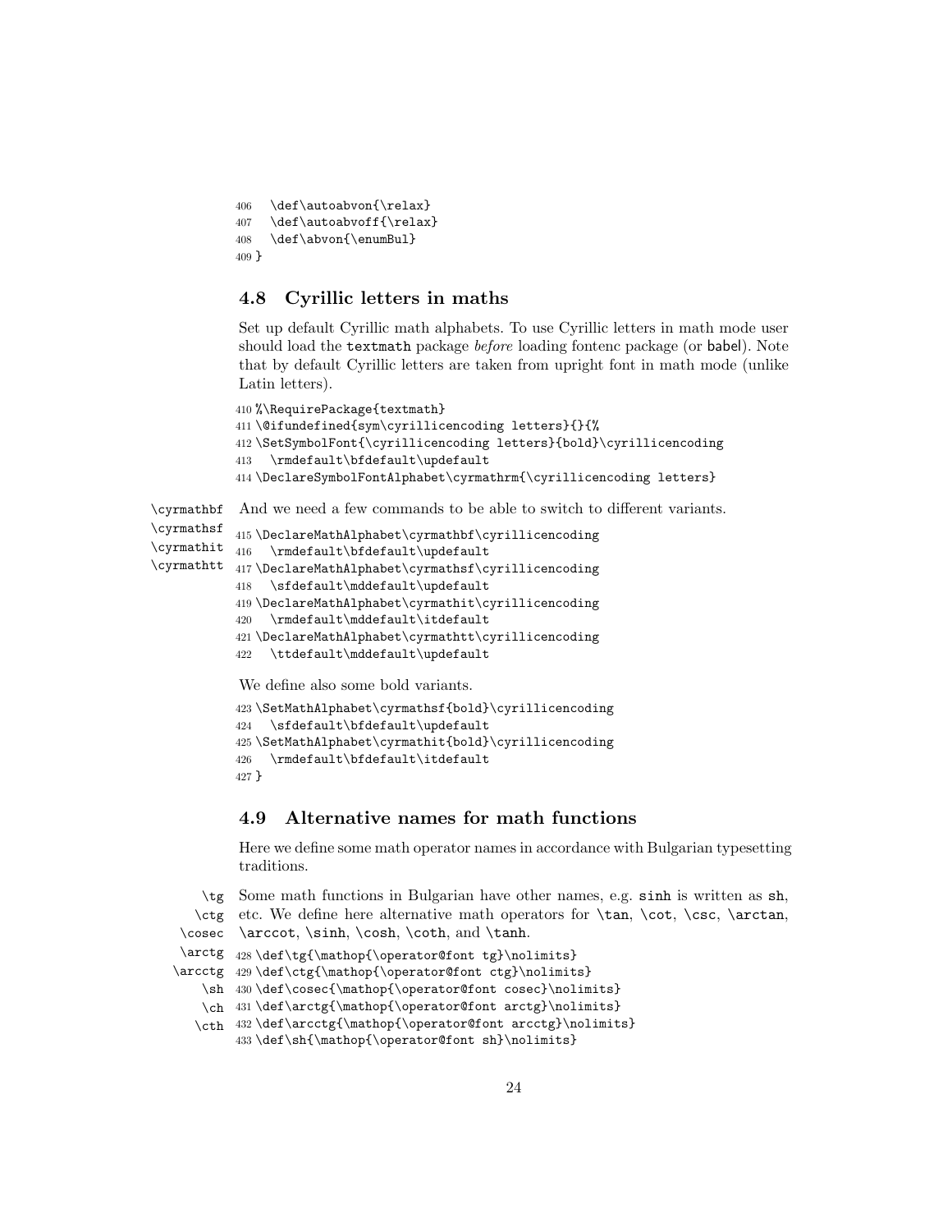```
406   \def\autoabvon{\relax}
407   \def\autoabvoff{\relax}
408   \def\abvon{\enumBul}
409 }
```

## 4.8 Cyrillic letters in maths

Set up default Cyrillic math alphabets. To use Cyrillic letters in math mode user should load the `textmath` package *before* loading fontenc package (or babel). Note that by default Cyrillic letters are taken from upright font in math mode (unlike Latin letters).

```
410 %\RequirePackage{textmath}
411 \@ifundefined{sym\cyrillicencoding letters}{}{%
412 \SetSymbolFont{\cyrillicencoding letters}{bold}\cyrillicencoding
413   \rmdefault\bfdefault\updefault
414 \DeclareSymbolFontAlphabet\cyrmathrm{\cyrillicencoding letters}
```

\cyrmathbf \cyrmathsf \cyrmathit \cyrmathtt

And we need a few commands to be able to switch to different variants.

```
415 \DeclareMathAlphabet\cyrmathbf\cyrillicencoding
416   \rmdefault\bfdefault\updefault
417 \DeclareMathAlphabet\cyrmathsf\cyrillicencoding
418   \sfdefault\mddefault\updefault
419 \DeclareMathAlphabet\cyrmathit\cyrillicencoding
420   \rmdefault\mddefault\itdefault
421 \DeclareMathAlphabet\cyrmathtt\cyrillicencoding
422   \ttdefault\mddefault\updefault
```

We define also some bold variants.

```
423 \SetMathAlphabet\cyrmathsf{bold}\cyrillicencoding
424   \sfdefault\bfdefault\updefault
425 \SetMathAlphabet\cyrmathit{bold}\cyrillicencoding
426   \rmdefault\bfdefault\itdefault
427 }
```

## 4.9 Alternative names for math functions

Here we define some math operator names in accordance with Bulgarian typesetting traditions.

\tg \ctg \cosec \arctg \arcctg \sh \ch \cth

Some math functions in Bulgarian have other names, e.g. `sinh` is written as `sh`, etc. We define here alternative math operators for \tan, \cot, \csc, \arctan, \arccot, \sinh, \cosh, \coth, and \tanh.

```
428 \def\tg{\mathop{\operator@font tg}\nolimits}
429 \def\ctg{\mathop{\operator@font ctg}\nolimits}
430 \def\cosec{\mathop{\operator@font cosec}\nolimits}
431 \def\arctg{\mathop{\operator@font arctg}\nolimits}
432 \def\arcctg{\mathop{\operator@font arcctg}\nolimits}
433 \def\sh{\mathop{\operator@font sh}\nolimits}
```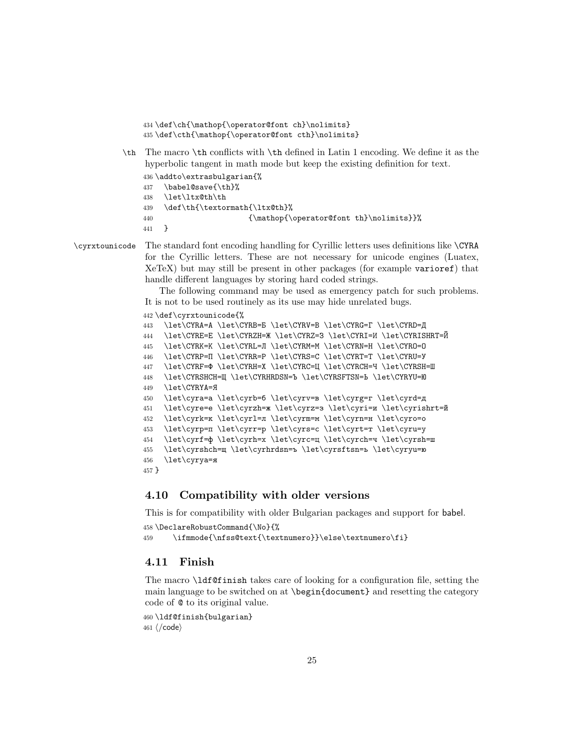```
434 \def\ch{\mathop{\operator@font ch}\nolimits}
435 \def\cth{\mathop{\operator@font cth}\nolimits}
```

\th The macro \th conflicts with \th defined in Latin 1 encoding. We define it as the hyperbolic tangent in math mode but keep the existing definition for text.

```
436 \addto\extrasbulgarian{%
437   \babel@save{\th}%
438   \let\ltx@th\th
439   \def\th{\textormath{\ltx@th}%
440                      {\mathop{\operator@font th}\nolimits}}%
441   }
```

\cyrxtounicode The standard font encoding handling for Cyrillic letters uses definitions like \CYRA for the Cyrillic letters. These are not necessary for unicode engines (Luatex, XeTeX) but may still be present in other packages (for example varioref) that handle different languages by storing hard coded strings.

The following command may be used as emergency patch for such problems. It is not to be used routinely as its use may hide unrelated bugs.

```
442 \def\cyrxtounicode{%
443   \let\CYRA=А \let\CYRB=Б \let\CYRV=В \let\CYRG=Г \let\CYRD=Д
444   \let\CYRE=Е \let\CYRZH=Ж \let\CYRZ=З \let\CYRI=И \let\CYRISHRT=Й
445   \let\CYRK=К \let\CYRL=Л \let\CYRM=М \let\CYRN=Н \let\CYRO=О
446   \let\CYRP=П \let\CYRR=Р \let\CYRS=С \let\CYRT=Т \let\CYRU=У
447   \let\CYRF=Ф \let\CYRH=Х \let\CYRC=Ц \let\CYRCH=Ч \let\CYRSH=Ш
448   \let\CYRSHCH=Щ \let\CYRHRDSN=Ъ \let\CYRSFTSN=Ь \let\CYRYU=Ю
449   \let\CYRYA=Я
450   \let\cyra=а \let\cyrb=б \let\cyrv=в \let\cyrg=г \let\cyrd=д
451   \let\cyre=е \let\cyrzh=ж \let\cyrz=з \let\cyri=и \let\cyrishrt=й
452   \let\cyrk=к \let\cyrl=л \let\cyrm=м \let\cyrn=н \let\cyro=о
453   \let\cyrp=п \let\cyrr=р \let\cyrs=с \let\cyrt=т \let\cyru=у
454   \let\cyrf=ф \let\cyrh=х \let\cyrc=ц \let\cyrch=ч \let\cyrsh=ш
455   \let\cyrshch=щ \let\cyrhrdsn=ъ \let\cyrsftsn=ь \let\cyryu=ю
456   \let\cyrya=я
457 }
```

## 4.10 Compatibility with older versions

This is for compatibility with older Bulgarian packages and support for babel.

```
458 \DeclareRobustCommand{\No}{%
459     \ifmmode{\nfss@text{\textnumero}}\else\textnumero\fi}
```

## 4.11 Finish

The macro \ldf@finish takes care of looking for a configuration file, setting the main language to be switched on at \begin{document} and resetting the category code of @ to its original value.

```
460 \ldf@finish{bulgarian}
461 ⟨/code⟩
```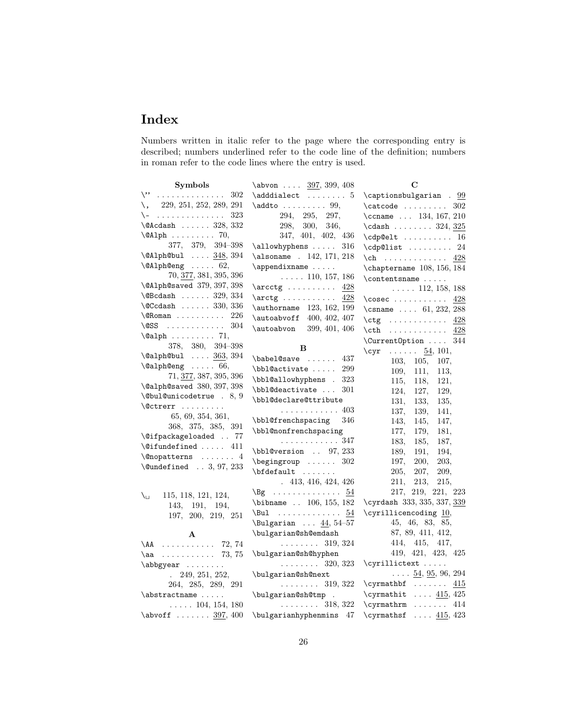# Index

Numbers written in italic refer to the page where the corresponding entry is described; numbers underlined refer to the code line of the definition; numbers in roman refer to the code lines where the entry is used.

**Symbols**

\" . . . 302
\, 229, 251, 252, 289, 291
\- . . . 323
\@Acdash . . . 328, 332
\@Alph . . . 70, 377, 379, 394–398
\@Alph@bul . . . 348, 394
\@Alph@eng . . . 62, 70, 377, 381, 395, 396
\@Alph@saved 379, 397, 398
\@Bcdash . . . 329, 334
\@Ccdash . . . 330, 336
\@Roman . . . 226
\@SS . . . 304
\@alph . . . 71, 378, 380, 394–398
\@alph@bul . . . 363, 394
\@alph@eng . . . 66, 71, 377, 387, 395, 396
\@alph@saved 380, 397, 398
\@bul@unicodetrue . 8, 9
\@ctrerr . . . 65, 69, 354, 361, 368, 375, 385, 391
\@ifpackageloaded . . 77
\@ifundefined . . . 411
\@nopatterns . . . 4
\@undefined . . 3, 97, 233

\␣ 115, 118, 121, 124, 143, 191, 194, 197, 200, 219, 251

**A**

\AA . . . 72, 74
\aa . . . 73, 75
\abbgyear . . . 249, 251, 252, 264, 285, 289, 291
\abstractname . . . 104, 154, 180
\abvoff . . . 397, 400
\abvon . . . 397, 399, 408
\adddialect . . . 5
\addto . . . 99, 294, 295, 297, 298, 300, 346, 347, 401, 402, 436
\allowhyphens . . . 316
\alsoname . 142, 171, 218
\appendixname . . . 110, 157, 186
\arcctg . . . 428
\arctg . . . 428
\authorname 123, 162, 199
\autoabvoff 400, 402, 407
\autoabvon 399, 401, 406

**B**

\babel@save . . . 437
\bbl@activate . . . 299
\bbl@allowhyphens . 323
\bbl@deactivate . . . 301
\bbl@declare@ttribute . . . 403
\bbl@frenchspacing 346
\bbl@nonfrenchspacing . . . 347
\bbl@version . . 97, 233
\begingroup . . . 302
\bfdefault . . . 413, 416, 424, 426
\Bg . . . 54
\bibname . . 106, 155, 182
\Bul . . . 54
\Bulgarian . . . 44, 54–57
\bulgarian@sh@emdash . . . 319, 324
\bulgarian@sh@hyphen . . . 320, 323
\bulgarian@sh@next . . . 319, 322
\bulgarian@sh@tmp . . . 318, 322
\bulgarianhyphenmins 47

**C**

\captionsbulgarian . 99
\catcode . . . 302
\ccname . . . 134, 167, 210
\cdash . . . 324, 325
\cdp@elt . . . 16
\cdp@list . . . 24
\ch . . . 428
\chaptername 108, 156, 184
\contentsname . . . 112, 158, 188
\cosec . . . 428
\csname . . . 61, 232, 288
\ctg . . . 428
\cth . . . 428
\CurrentOption . . . 344
\cyr . . . 54, 101, 103, 105, 107, 109, 111, 113, 115, 118, 121, 124, 127, 129, 131, 133, 135, 137, 139, 141, 143, 145, 147, 177, 179, 181, 183, 185, 187, 189, 191, 194, 197, 200, 203, 205, 207, 209, 211, 213, 215, 217, 219, 221, 223
\cyrdash 333, 335, 337, 339
\cyrillicencoding 10, 45, 46, 83, 85, 87, 89, 411, 412, 414, 415, 417, 419, 421, 423, 425
\cyrillictext . . . 54, 95, 96, 294
\cyrmathbf . . . 415
\cyrmathit . . . 415, 425
\cyrmathrm . . . 414
\cyrmathsf . . . 415, 423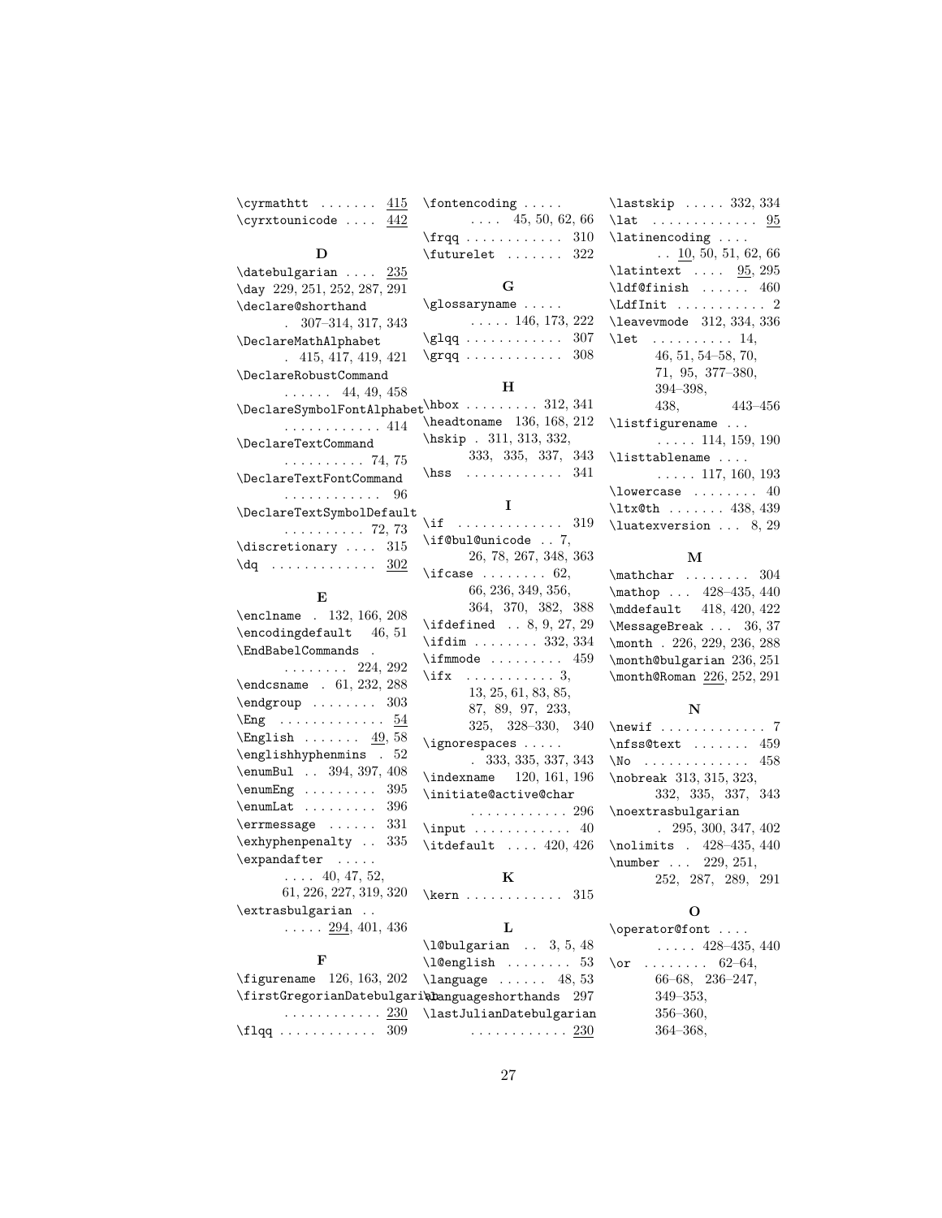\cyrmathtt ....... 415
\cyrxtounicode .... 442

### D

\datebulgarian .... 235
\day 229, 251, 252, 287, 291
\declare@shorthand . 307–314, 317, 343
\DeclareMathAlphabet . 415, 417, 419, 421
\DeclareRobustCommand ...... 44, 49, 458
\DeclareSymbolFontAlphabet ............ 414
\DeclareTextCommand .......... 74, 75
\DeclareTextFontCommand ............ 96
\DeclareTextSymbolDefault .......... 72, 73
\discretionary .... 315
\dq ............. 302

### E

\enclname . 132, 166, 208
\encodingdefault 46, 51
\EndBabelCommands . ........ 224, 292
\endcsname . 61, 232, 288
\endgroup ........ 303
\Eng ............. 54
\English ....... 49, 58
\englishhyphenmins . 52
\enumBul .. 394, 397, 408
\enumEng ......... 395
\enumLat ......... 396
\errmessage ...... 331
\exhyphenpenalty .. 335
\expandafter ..... .... 40, 47, 52, 61, 226, 227, 319, 320
\extrasbulgarian .. ..... 294, 401, 436

### F

\figurename 126, 163, 202
\firstGregorianDatebulgarian ............ 230
\flqq ............ 309
\fontencoding ..... .... 45, 50, 62, 66
\frqq ............ 310
\futurelet ....... 322

### G

\glossaryname ..... ..... 146, 173, 222
\glqq ............ 307
\grqq ............ 308

### H

\hbox ......... 312, 341
\headtoname 136, 168, 212
\hskip . 311, 313, 332, 333, 335, 337, 343
\hss ............ 341

### I

\if ............. 319
\if@bul@unicode .. 7, 26, 78, 267, 348, 363
\ifcase ........ 62, 66, 236, 349, 356, 364, 370, 382, 388
\ifdefined .. 8, 9, 27, 29
\ifdim ........ 332, 334
\ifmmode ......... 459
\ifx ........... 3, 13, 25, 61, 83, 85, 87, 89, 97, 233, 325, 328–330, 340
\ignorespaces ..... . 333, 335, 337, 343
\indexname 120, 161, 196
\initiate@active@char ............ 296
\input ............ 40
\itdefault .... 420, 426

### K

\kern ............ 315

### L

\l@bulgarian .. 3, 5, 48
\l@english ........ 53
\language ...... 48, 53
\languageshorthands 297
\lastJulianDatebulgarian ............ 230
\lastskip ..... 332, 334
\lat ............. 95
\latinencoding .... .. 10, 50, 51, 62, 66
\latintext .... 95, 295
\ldf@finish ...... 460
\LdfInit ........... 2
\leavevmode 312, 334, 336
\let .......... 14, 46, 51, 54–58, 70, 71, 95, 377–380, 394–398, 438, 443–456
\listfigurename ... ..... 114, 159, 190
\listtablename .... ..... 117, 160, 193
\lowercase ........ 40
\ltx@th ....... 438, 439
\luatexversion ... 8, 29

### M

\mathchar ........ 304
\mathop ... 428–435, 440
\mddefault 418, 420, 422
\MessageBreak ... 36, 37
\month . 226, 229, 236, 288
\month@bulgarian 236, 251
\month@Roman 226, 252, 291

### N

\newif ............ 7
\nfss@text ....... 459
\No ............. 458
\nobreak 313, 315, 323, 332, 335, 337, 343
\noextrasbulgarian . 295, 300, 347, 402
\nolimits . 428–435, 440
\number ... 229, 251, 252, 287, 289, 291

### O

\operator@font .... ..... 428–435, 440
\or ........ 62–64, 66–68, 236–247, 349–353, 356–360, 364–368,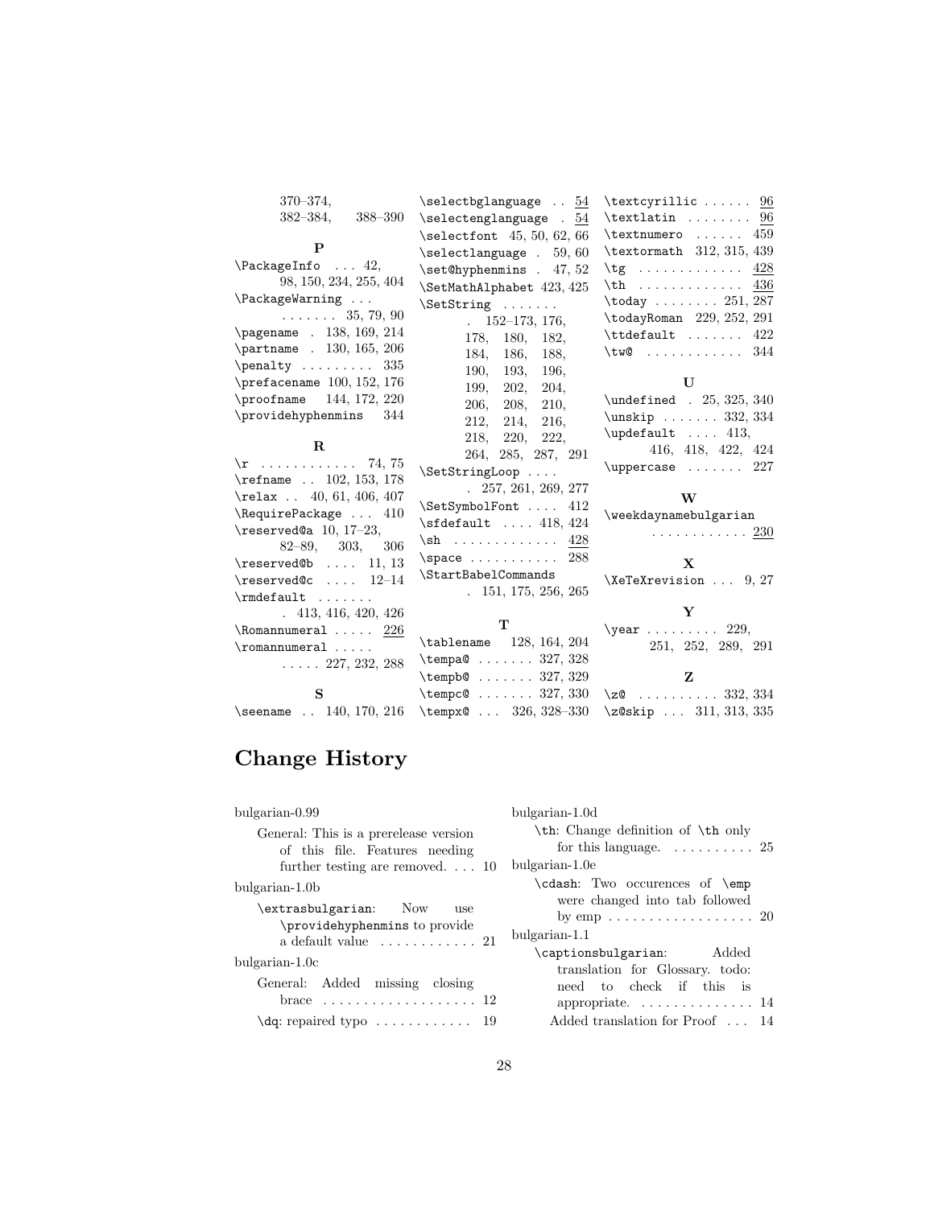370–374, 382–384, 388–390

**P**

\PackageInfo . . . 42, 98, 150, 234, 255, 404
\PackageWarning . . . . . . . . . . 35, 79, 90
\pagename . 138, 169, 214
\partname . 130, 165, 206
\penalty . . . . . . . . . 335
\prefacename 100, 152, 176
\proofname 144, 172, 220
\providehyphenmins 344

**R**

\r . . . . . . . . . . . . 74, 75
\refname . . 102, 153, 178
\relax . . 40, 61, 406, 407
\RequirePackage . . . 410
\reserved@a 10, 17–23, 82–89, 303, 306
\reserved@b . . . . 11, 13
\reserved@c . . . . 12–14
\rmdefault . . . . . . . . 413, 416, 420, 426
\Romannumeral . . . . . 226
\romannumeral . . . . . . . . . . 227, 232, 288

**S**

\seename . . 140, 170, 216
\selectbglanguage . . 54
\selectenglanguage . 54
\selectfont 45, 50, 62, 66
\selectlanguage . 59, 60
\set@hyphenmins . 47, 52
\SetMathAlphabet 423, 425
\SetString . . . . . . . . 152–173, 176, 178, 180, 182, 184, 186, 188, 190, 193, 196, 199, 202, 204, 206, 208, 210, 212, 214, 216, 218, 220, 222, 264, 285, 287, 291
\SetStringLoop . . . . . 257, 261, 269, 277
\SetSymbolFont . . . . 412
\sfdefault . . . . 418, 424
\sh . . . . . . . . . . . . . 428
\space . . . . . . . . . . . 288
\StartBabelCommands . 151, 175, 256, 265

**T**

\tablename 128, 164, 204
\tempa@ . . . . . . . 327, 328
\tempb@ . . . . . . . 327, 329
\tempc@ . . . . . . . 327, 330
\tempx@ . . . 326, 328–330
\textcyrillic . . . . . . 96
\textlatin . . . . . . . . 96
\textnumero . . . . . . 459
\textormath 312, 315, 439
\tg . . . . . . . . . . . . . 428
\th . . . . . . . . . . . . . 436
\today . . . . . . . . 251, 287
\todayRoman 229, 252, 291
\ttdefault . . . . . . . 422
\tw@ . . . . . . . . . . . . 344

**U**

\undefined . 25, 325, 340
\unskip . . . . . . . 332, 334
\updefault . . . . 413, 416, 418, 422, 424
\uppercase . . . . . . . 227

**W**

\weekdaynamebulgarian . . . . . . . . . . . . 230

**X**

\XeTeXrevision . . . 9, 27

**Y**

\year . . . . . . . . . 229, 251, 252, 289, 291

**Z**

\z@ . . . . . . . . . . 332, 334
\z@skip . . . 311, 313, 335

# Change History

bulgarian-0.99

- General: This is a prerelease version of this file. Features needing further testing are removed. . . . 10

bulgarian-1.0b

- \extrasbulgarian: Now use \providehyphenmins to provide a default value . . . . . . . . . . . . 21

bulgarian-1.0c

- General: Added missing closing brace . . . . . . . . . . . . . . . . . . . 12
- \dq: repaired typo . . . . . . . . . . . . 19

bulgarian-1.0d

- \th: Change definition of \th only for this language. . . . . . . . . . . 25

bulgarian-1.0e

- \cdash: Two occurences of \emp were changed into tab followed by emp . . . . . . . . . . . . . . . . . . 20

bulgarian-1.1

- \captionsbulgarian: Added translation for Glossary. todo: need to check if this is appropriate. . . . . . . . . . . . . . . 14
- Added translation for Proof . . . 14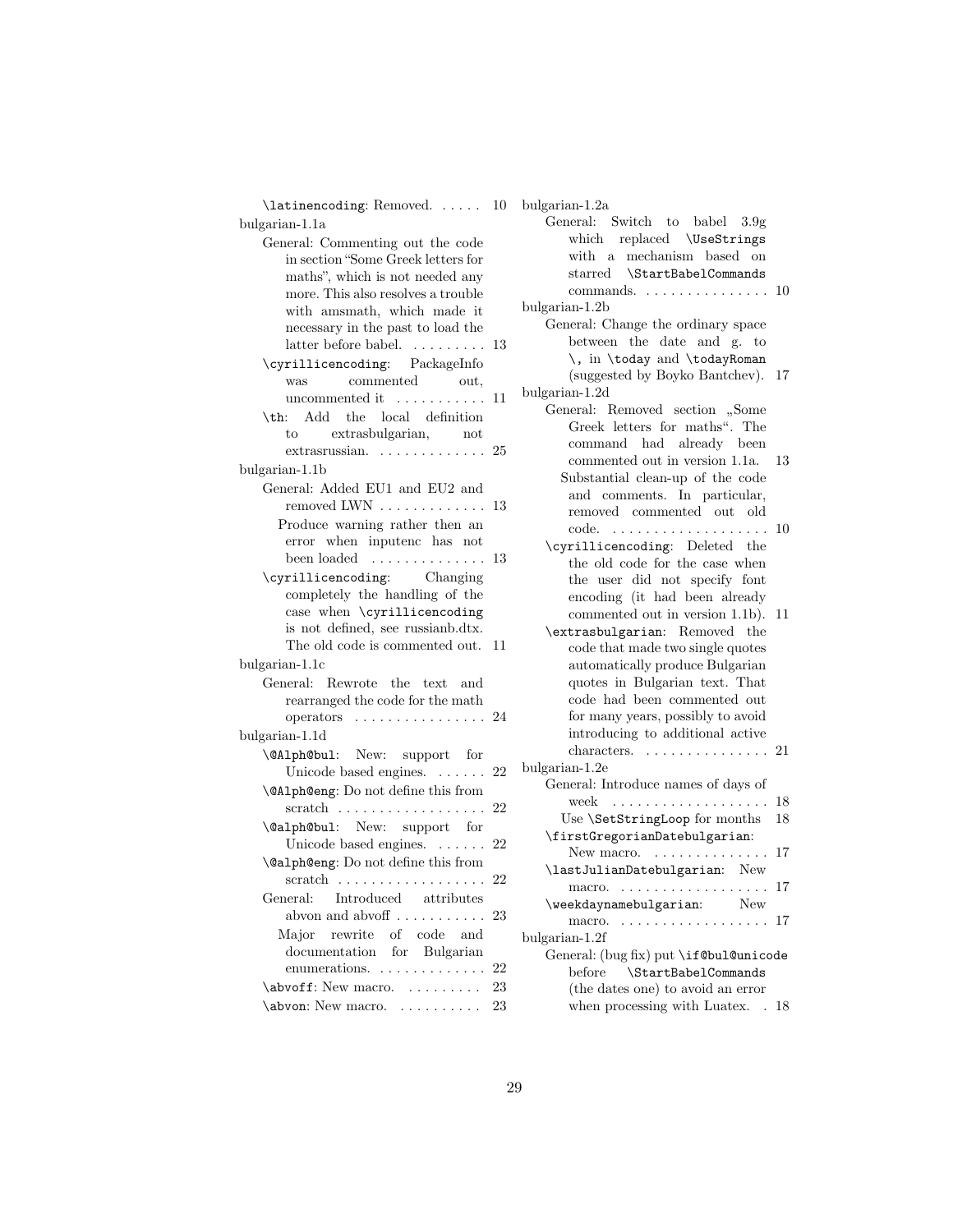\latinencoding: Removed. . . . . . 10

bulgarian-1.1a

- General: Commenting out the code in section "Some Greek letters for maths", which is not needed any more. This also resolves a trouble with amsmath, which made it necessary in the past to load the latter before babel. . . . . . . . . . 13
- \cyrillicencoding: PackageInfo was commented out, uncommented it . . . . . . . . . . . 11
- \th: Add the local definition to extrasbulgarian, not extrasrussian. . . . . . . . . . . . . 25

bulgarian-1.1b

- General: Added EU1 and EU2 and removed LWN . . . . . . . . . . . . 13
  - Produce warning rather then an error when inputenc has not been loaded . . . . . . . . . . . . . 13
- \cyrillicencoding: Changing completely the handling of the case when \cyrillicencoding is not defined, see russianb.dtx. The old code is commented out. 11

bulgarian-1.1c

- General: Rewrote the text and rearranged the code for the math operators . . . . . . . . . . . . . . . 24

bulgarian-1.1d

- \@Alph@bul: New: support for Unicode based engines. . . . . . . 22
- \@Alph@eng: Do not define this from scratch . . . . . . . . . . . . . . . . . . 22
- \@alph@bul: New: support for Unicode based engines. . . . . . . 22
- \@alph@eng: Do not define this from scratch . . . . . . . . . . . . . . . . . . 22
- General: Introduced attributes abvon and abvoff . . . . . . . . . . . 23
  - Major rewrite of code and documentation for Bulgarian enumerations. . . . . . . . . . . . . . 22
- \abvoff: New macro. . . . . . . . . . 23
- \abvon: New macro. . . . . . . . . . . 23

bulgarian-1.2a

- General: Switch to babel 3.9g which replaced \UseStrings with a mechanism based on starred \StartBabelCommands commands. . . . . . . . . . . . . . . . 10

bulgarian-1.2b

- General: Change the ordinary space between the date and g. to \, in \today and \todayRoman (suggested by Boyko Bantchev). 17

bulgarian-1.2d

- General: Removed section „Some Greek letters for maths“. The command had already been commented out in version 1.1a. 13
  - Substantial clean-up of the code and comments. In particular, removed commented out old code. . . . . . . . . . . . . . . . . . . . 10
- \cyrillicencoding: Deleted the the old code for the case when the user did not specify font encoding (it had been already commented out in version 1.1b). 11
- \extrasbulgarian: Removed the code that made two single quotes automatically produce Bulgarian quotes in Bulgarian text. That code had been commented out for many years, possibly to avoid introducing to additional active characters. . . . . . . . . . . . . . . . 21

bulgarian-1.2e

- General: Introduce names of days of week . . . . . . . . . . . . . . . . . . . . 18
  - Use \SetStringLoop for months 18
- \firstGregorianDatebulgarian: New macro. . . . . . . . . . . . . . . 17
- \lastJulianDatebulgarian: New macro. . . . . . . . . . . . . . . . . . . 17
- \weekdaynamebulgarian: New macro. . . . . . . . . . . . . . . . . . . 17

bulgarian-1.2f

- General: (bug fix) put \if@bul@unicode before \StartBabelCommands (the dates one) to avoid an error when processing with Luatex. . 18